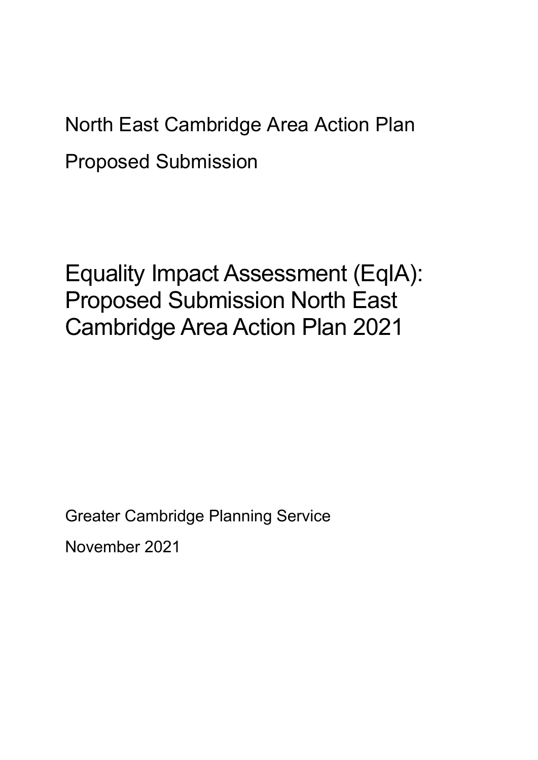North East Cambridge Area Action Plan

Proposed Submission

# Equality Impact Assessment (EqIA): Proposed Submission North East Cambridge Area Action Plan 2021

Greater Cambridge Planning Service

November 2021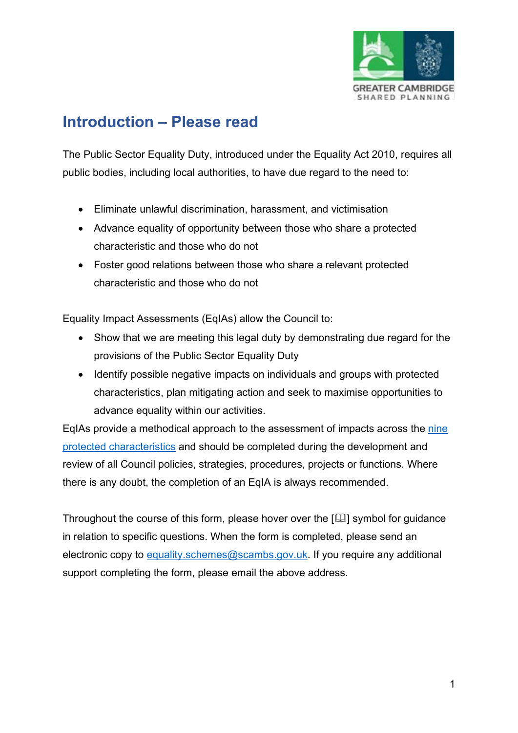# Introduction – Please read

The Public Sector Equality Duty, introduced under the Equality Act 2010, requires all public bodies, including local authorities, to have due regard to the need to:

- Eliminate unlawful discrimination, harassment, and victimisation
- Advance equality of opportunity between those who share a protected characteristic and those who do not
- Foster good relations between those who share a relevant protected characteristic and those who do not

Equality Impact Assessments (EqIAs) allow the Council to:

- Show that we are meeting this legal duty by demonstrating due regard for the provisions of the Public Sector Equality Duty
- Identify possible negative impacts on individuals and groups with protected characteristics, plan mitigating action and seek to maximise opportunities to advance equality within our activities.

EqIAs provide a methodical approach to the assessment of impacts across the nine protected characteristics and should be completed during the development and review of all Council policies, strategies, procedures, projects or functions. Where there is any doubt, the completion of an EqIA is always recommended.

Throughout the course of this form, please hover over the [🕮] symbol for guidance in relation to specific questions. When the form is completed, please send an electronic copy to equality.schemes@scambs.gov.uk. If you require any additional support completing the form, please email the above address.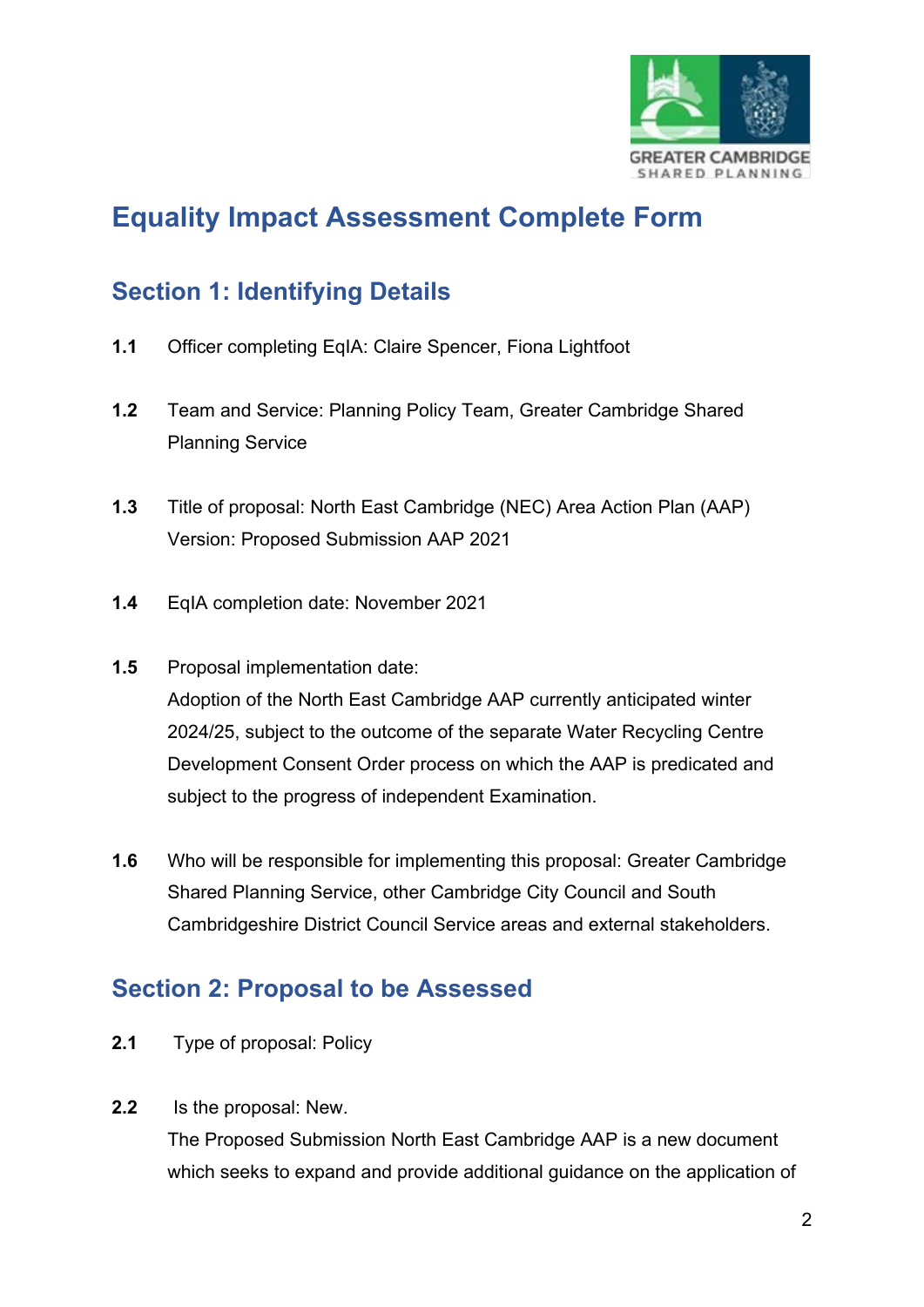# Equality Impact Assessment Complete Form

## Section 1: Identifying Details

**1.1** Officer completing EqIA: Claire Spencer, Fiona Lightfoot

**1.2** Team and Service: Planning Policy Team, Greater Cambridge Shared Planning Service

**1.3** Title of proposal: North East Cambridge (NEC) Area Action Plan (AAP) Version: Proposed Submission AAP 2021

**1.4** EqIA completion date: November 2021

**1.5** Proposal implementation date:
Adoption of the North East Cambridge AAP currently anticipated winter 2024/25, subject to the outcome of the separate Water Recycling Centre Development Consent Order process on which the AAP is predicated and subject to the progress of independent Examination.

**1.6** Who will be responsible for implementing this proposal: Greater Cambridge Shared Planning Service, other Cambridge City Council and South Cambridgeshire District Council Service areas and external stakeholders.

## Section 2: Proposal to be Assessed

**2.1** Type of proposal: Policy

**2.2** Is the proposal: New.
The Proposed Submission North East Cambridge AAP is a new document which seeks to expand and provide additional guidance on the application of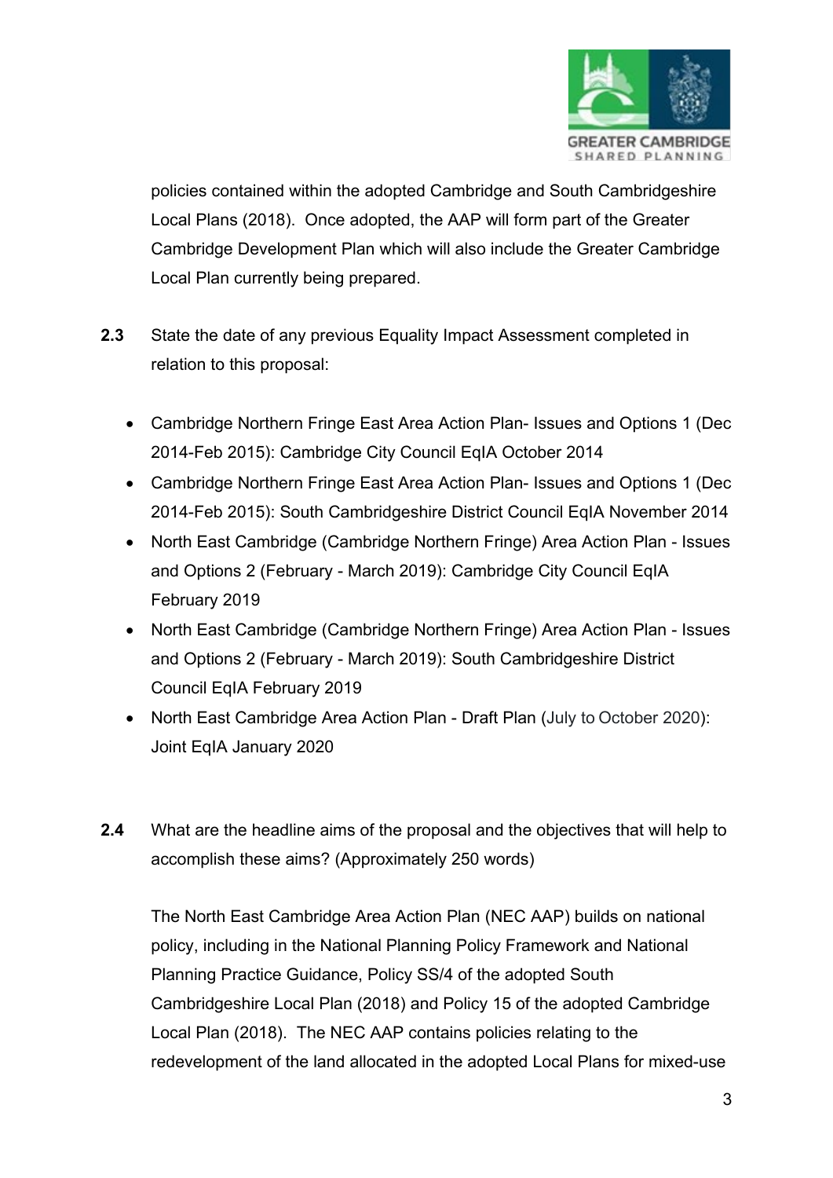policies contained within the adopted Cambridge and South Cambridgeshire Local Plans (2018). Once adopted, the AAP will form part of the Greater Cambridge Development Plan which will also include the Greater Cambridge Local Plan currently being prepared.

**2.3** State the date of any previous Equality Impact Assessment completed in relation to this proposal:

- Cambridge Northern Fringe East Area Action Plan- Issues and Options 1 (Dec 2014-Feb 2015): Cambridge City Council EqIA October 2014
- Cambridge Northern Fringe East Area Action Plan- Issues and Options 1 (Dec 2014-Feb 2015): South Cambridgeshire District Council EqIA November 2014
- North East Cambridge (Cambridge Northern Fringe) Area Action Plan - Issues and Options 2 (February - March 2019): Cambridge City Council EqIA February 2019
- North East Cambridge (Cambridge Northern Fringe) Area Action Plan - Issues and Options 2 (February - March 2019): South Cambridgeshire District Council EqIA February 2019
- North East Cambridge Area Action Plan - Draft Plan (July to October 2020): Joint EqIA January 2020

**2.4** What are the headline aims of the proposal and the objectives that will help to accomplish these aims? (Approximately 250 words)

The North East Cambridge Area Action Plan (NEC AAP) builds on national policy, including in the National Planning Policy Framework and National Planning Practice Guidance, Policy SS/4 of the adopted South Cambridgeshire Local Plan (2018) and Policy 15 of the adopted Cambridge Local Plan (2018). The NEC AAP contains policies relating to the redevelopment of the land allocated in the adopted Local Plans for mixed-use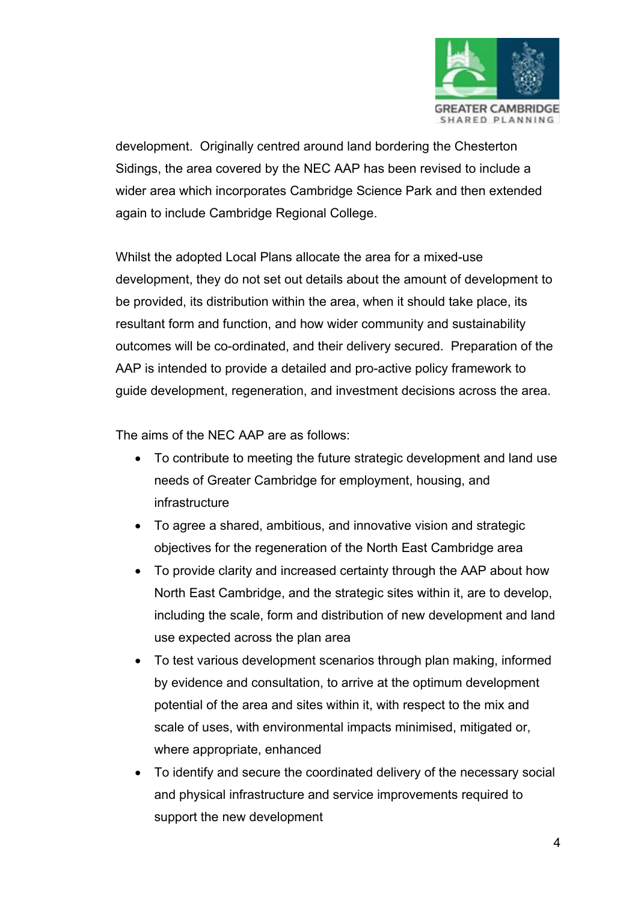development. Originally centred around land bordering the Chesterton Sidings, the area covered by the NEC AAP has been revised to include a wider area which incorporates Cambridge Science Park and then extended again to include Cambridge Regional College.

Whilst the adopted Local Plans allocate the area for a mixed-use development, they do not set out details about the amount of development to be provided, its distribution within the area, when it should take place, its resultant form and function, and how wider community and sustainability outcomes will be co-ordinated, and their delivery secured. Preparation of the AAP is intended to provide a detailed and pro-active policy framework to guide development, regeneration, and investment decisions across the area.

The aims of the NEC AAP are as follows:

- To contribute to meeting the future strategic development and land use needs of Greater Cambridge for employment, housing, and infrastructure
- To agree a shared, ambitious, and innovative vision and strategic objectives for the regeneration of the North East Cambridge area
- To provide clarity and increased certainty through the AAP about how North East Cambridge, and the strategic sites within it, are to develop, including the scale, form and distribution of new development and land use expected across the plan area
- To test various development scenarios through plan making, informed by evidence and consultation, to arrive at the optimum development potential of the area and sites within it, with respect to the mix and scale of uses, with environmental impacts minimised, mitigated or, where appropriate, enhanced
- To identify and secure the coordinated delivery of the necessary social and physical infrastructure and service improvements required to support the new development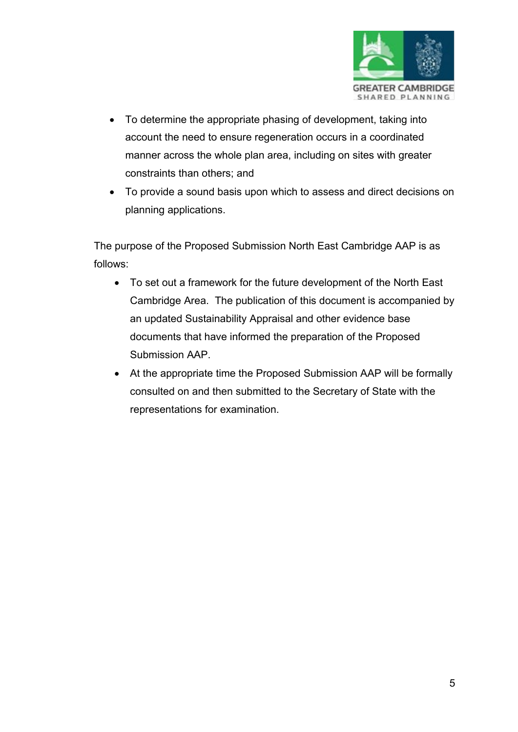- To determine the appropriate phasing of development, taking into account the need to ensure regeneration occurs in a coordinated manner across the whole plan area, including on sites with greater constraints than others; and
- To provide a sound basis upon which to assess and direct decisions on planning applications.

The purpose of the Proposed Submission North East Cambridge AAP is as follows:

- To set out a framework for the future development of the North East Cambridge Area. The publication of this document is accompanied by an updated Sustainability Appraisal and other evidence base documents that have informed the preparation of the Proposed Submission AAP.
- At the appropriate time the Proposed Submission AAP will be formally consulted on and then submitted to the Secretary of State with the representations for examination.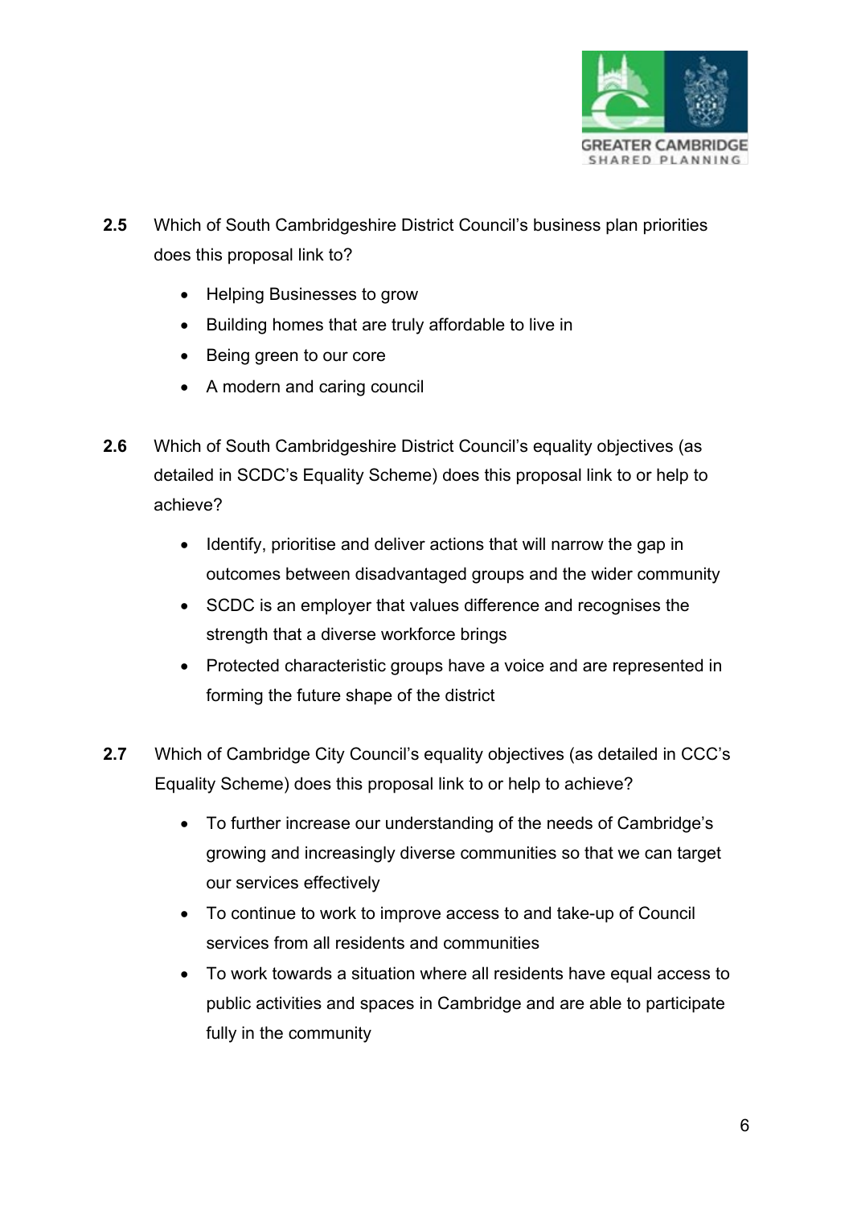**2.5** Which of South Cambridgeshire District Council's business plan priorities does this proposal link to?

- Helping Businesses to grow
- Building homes that are truly affordable to live in
- Being green to our core
- A modern and caring council

**2.6** Which of South Cambridgeshire District Council's equality objectives (as detailed in SCDC's Equality Scheme) does this proposal link to or help to achieve?

- Identify, prioritise and deliver actions that will narrow the gap in outcomes between disadvantaged groups and the wider community
- SCDC is an employer that values difference and recognises the strength that a diverse workforce brings
- Protected characteristic groups have a voice and are represented in forming the future shape of the district

**2.7** Which of Cambridge City Council's equality objectives (as detailed in CCC's Equality Scheme) does this proposal link to or help to achieve?

- To further increase our understanding of the needs of Cambridge's growing and increasingly diverse communities so that we can target our services effectively
- To continue to work to improve access to and take-up of Council services from all residents and communities
- To work towards a situation where all residents have equal access to public activities and spaces in Cambridge and are able to participate fully in the community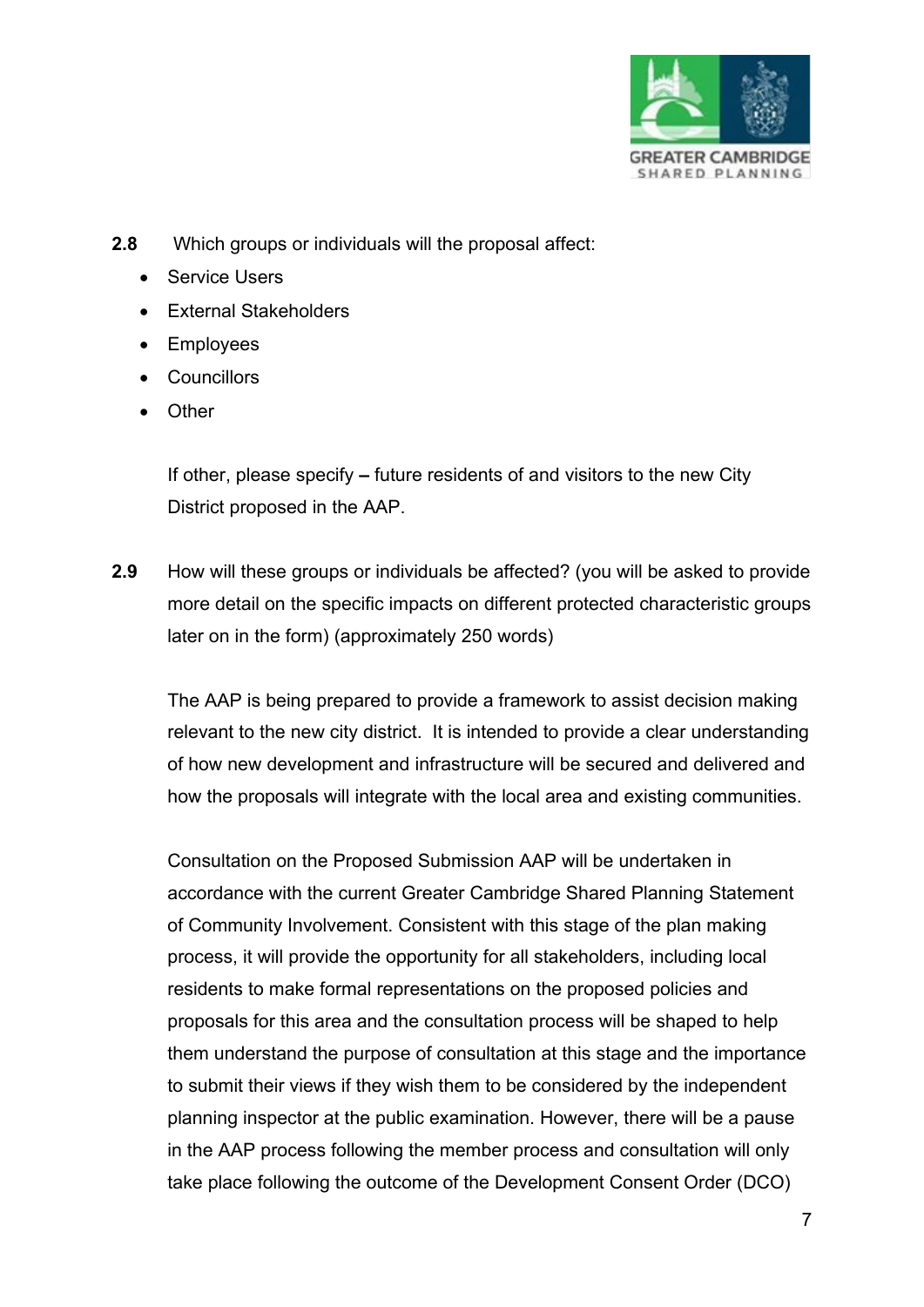**2.8** Which groups or individuals will the proposal affect:

- Service Users
- External Stakeholders
- Employees
- Councillors
- Other

If other, please specify **–** future residents of and visitors to the new City District proposed in the AAP.

**2.9** How will these groups or individuals be affected? (you will be asked to provide more detail on the specific impacts on different protected characteristic groups later on in the form) (approximately 250 words)

The AAP is being prepared to provide a framework to assist decision making relevant to the new city district. It is intended to provide a clear understanding of how new development and infrastructure will be secured and delivered and how the proposals will integrate with the local area and existing communities.

Consultation on the Proposed Submission AAP will be undertaken in accordance with the current Greater Cambridge Shared Planning Statement of Community Involvement. Consistent with this stage of the plan making process, it will provide the opportunity for all stakeholders, including local residents to make formal representations on the proposed policies and proposals for this area and the consultation process will be shaped to help them understand the purpose of consultation at this stage and the importance to submit their views if they wish them to be considered by the independent planning inspector at the public examination. However, there will be a pause in the AAP process following the member process and consultation will only take place following the outcome of the Development Consent Order (DCO)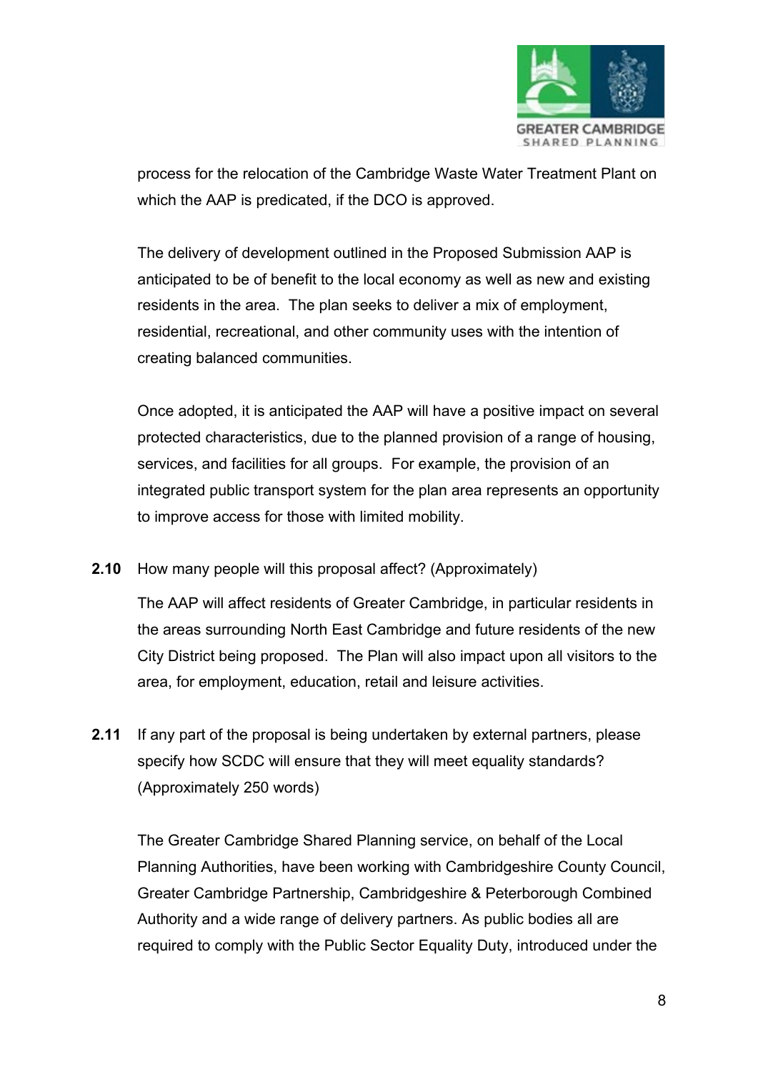process for the relocation of the Cambridge Waste Water Treatment Plant on which the AAP is predicated, if the DCO is approved.

The delivery of development outlined in the Proposed Submission AAP is anticipated to be of benefit to the local economy as well as new and existing residents in the area. The plan seeks to deliver a mix of employment, residential, recreational, and other community uses with the intention of creating balanced communities.

Once adopted, it is anticipated the AAP will have a positive impact on several protected characteristics, due to the planned provision of a range of housing, services, and facilities for all groups. For example, the provision of an integrated public transport system for the plan area represents an opportunity to improve access for those with limited mobility.

**2.10** How many people will this proposal affect? (Approximately)

The AAP will affect residents of Greater Cambridge, in particular residents in the areas surrounding North East Cambridge and future residents of the new City District being proposed. The Plan will also impact upon all visitors to the area, for employment, education, retail and leisure activities.

**2.11** If any part of the proposal is being undertaken by external partners, please specify how SCDC will ensure that they will meet equality standards? (Approximately 250 words)

The Greater Cambridge Shared Planning service, on behalf of the Local Planning Authorities, have been working with Cambridgeshire County Council, Greater Cambridge Partnership, Cambridgeshire & Peterborough Combined Authority and a wide range of delivery partners. As public bodies all are required to comply with the Public Sector Equality Duty, introduced under the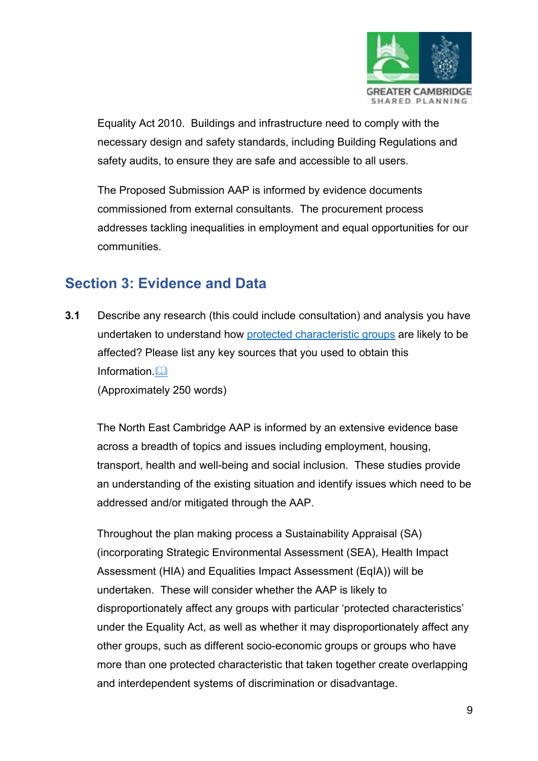Equality Act 2010. Buildings and infrastructure need to comply with the necessary design and safety standards, including Building Regulations and safety audits, to ensure they are safe and accessible to all users.

The Proposed Submission AAP is informed by evidence documents commissioned from external consultants. The procurement process addresses tackling inequalities in employment and equal opportunities for our communities.

## Section 3: Evidence and Data

**3.1** Describe any research (this could include consultation) and analysis you have undertaken to understand how protected characteristic groups are likely to be affected? Please list any key sources that you used to obtain this Information.

(Approximately 250 words)

The North East Cambridge AAP is informed by an extensive evidence base across a breadth of topics and issues including employment, housing, transport, health and well-being and social inclusion. These studies provide an understanding of the existing situation and identify issues which need to be addressed and/or mitigated through the AAP.

Throughout the plan making process a Sustainability Appraisal (SA) (incorporating Strategic Environmental Assessment (SEA), Health Impact Assessment (HIA) and Equalities Impact Assessment (EqIA)) will be undertaken. These will consider whether the AAP is likely to disproportionately affect any groups with particular 'protected characteristics' under the Equality Act, as well as whether it may disproportionately affect any other groups, such as different socio-economic groups or groups who have more than one protected characteristic that taken together create overlapping and interdependent systems of discrimination or disadvantage.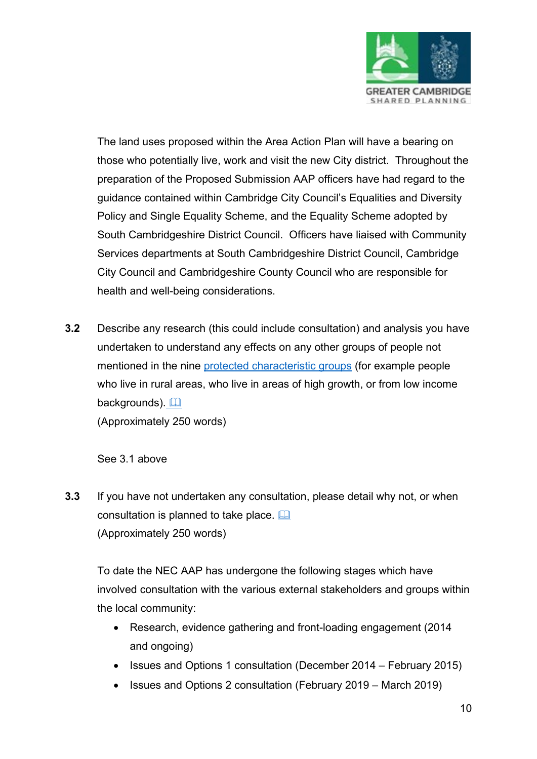The land uses proposed within the Area Action Plan will have a bearing on those who potentially live, work and visit the new City district. Throughout the preparation of the Proposed Submission AAP officers have had regard to the guidance contained within Cambridge City Council's Equalities and Diversity Policy and Single Equality Scheme, and the Equality Scheme adopted by South Cambridgeshire District Council. Officers have liaised with Community Services departments at South Cambridgeshire District Council, Cambridge City Council and Cambridgeshire County Council who are responsible for health and well-being considerations.

**3.2** Describe any research (this could include consultation) and analysis you have undertaken to understand any effects on any other groups of people not mentioned in the nine protected characteristic groups (for example people who live in rural areas, who live in areas of high growth, or from low income backgrounds).
(Approximately 250 words)

See 3.1 above

**3.3** If you have not undertaken any consultation, please detail why not, or when consultation is planned to take place.
(Approximately 250 words)

To date the NEC AAP has undergone the following stages which have involved consultation with the various external stakeholders and groups within the local community:

- Research, evidence gathering and front-loading engagement (2014 and ongoing)
- Issues and Options 1 consultation (December 2014 – February 2015)
- Issues and Options 2 consultation (February 2019 – March 2019)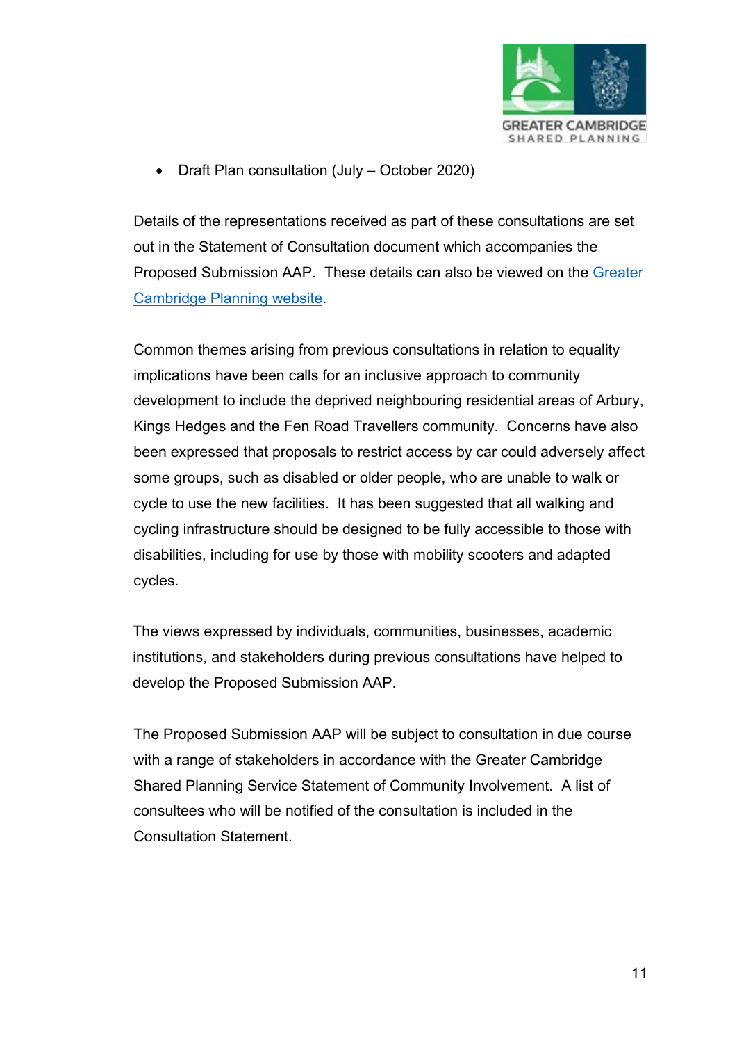- Draft Plan consultation (July – October 2020)

Details of the representations received as part of these consultations are set out in the Statement of Consultation document which accompanies the Proposed Submission AAP. These details can also be viewed on the Greater Cambridge Planning website.

Common themes arising from previous consultations in relation to equality implications have been calls for an inclusive approach to community development to include the deprived neighbouring residential areas of Arbury, Kings Hedges and the Fen Road Travellers community. Concerns have also been expressed that proposals to restrict access by car could adversely affect some groups, such as disabled or older people, who are unable to walk or cycle to use the new facilities. It has been suggested that all walking and cycling infrastructure should be designed to be fully accessible to those with disabilities, including for use by those with mobility scooters and adapted cycles.

The views expressed by individuals, communities, businesses, academic institutions, and stakeholders during previous consultations have helped to develop the Proposed Submission AAP.

The Proposed Submission AAP will be subject to consultation in due course with a range of stakeholders in accordance with the Greater Cambridge Shared Planning Service Statement of Community Involvement. A list of consultees who will be notified of the consultation is included in the Consultation Statement.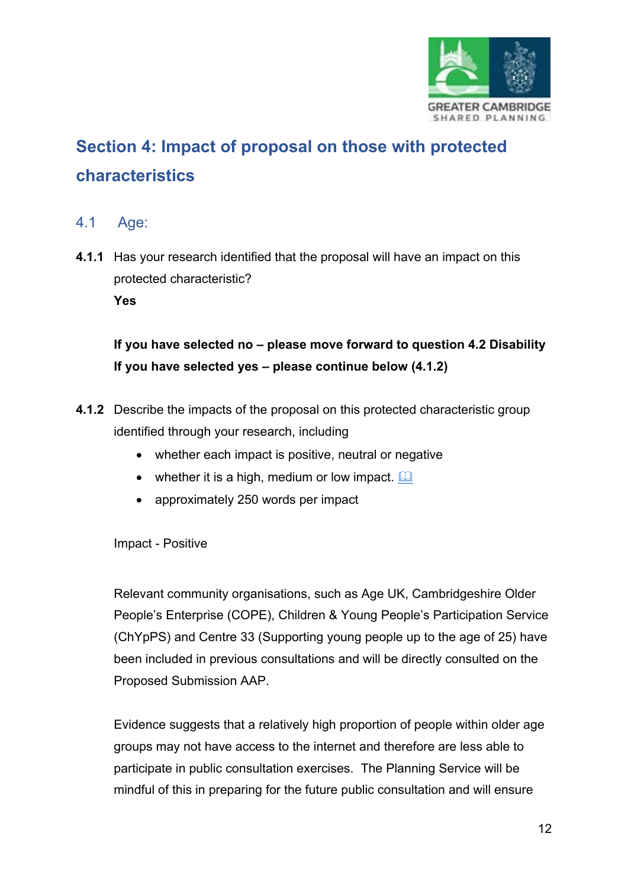## Section 4: Impact of proposal on those with protected characteristics

### 4.1 Age:

**4.1.1** Has your research identified that the proposal will have an impact on this protected characteristic?

**Yes**

**If you have selected no – please move forward to question 4.2 Disability**
**If you have selected yes – please continue below (4.1.2)**

**4.1.2** Describe the impacts of the proposal on this protected characteristic group identified through your research, including

- whether each impact is positive, neutral or negative
- whether it is a high, medium or low impact.
- approximately 250 words per impact

Impact - Positive

Relevant community organisations, such as Age UK, Cambridgeshire Older People's Enterprise (COPE), Children & Young People's Participation Service (ChYpPS) and Centre 33 (Supporting young people up to the age of 25) have been included in previous consultations and will be directly consulted on the Proposed Submission AAP.

Evidence suggests that a relatively high proportion of people within older age groups may not have access to the internet and therefore are less able to participate in public consultation exercises. The Planning Service will be mindful of this in preparing for the future public consultation and will ensure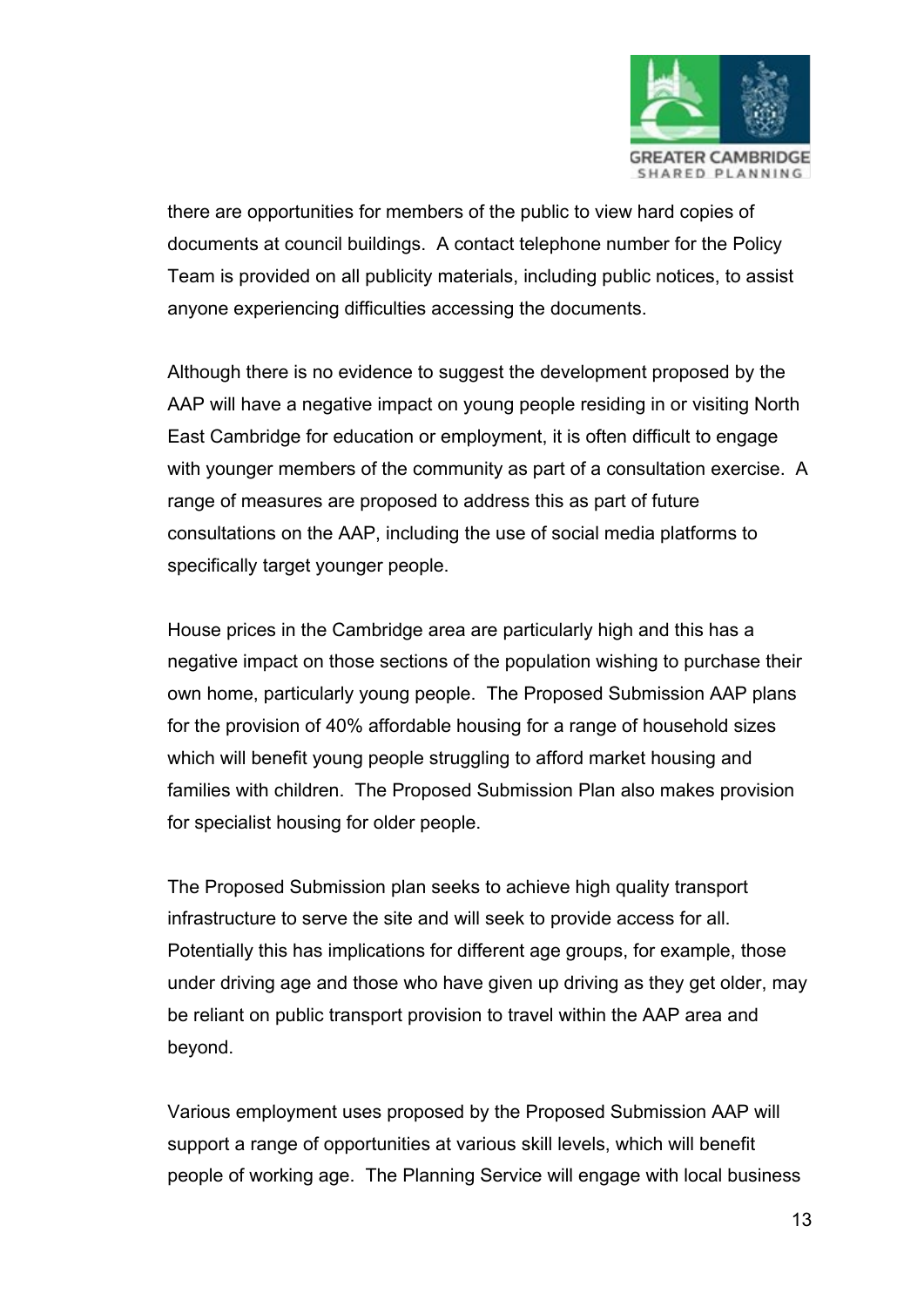there are opportunities for members of the public to view hard copies of documents at council buildings.  A contact telephone number for the Policy Team is provided on all publicity materials, including public notices, to assist anyone experiencing difficulties accessing the documents.

Although there is no evidence to suggest the development proposed by the AAP will have a negative impact on young people residing in or visiting North East Cambridge for education or employment, it is often difficult to engage with younger members of the community as part of a consultation exercise.  A range of measures are proposed to address this as part of future consultations on the AAP, including the use of social media platforms to specifically target younger people.

House prices in the Cambridge area are particularly high and this has a negative impact on those sections of the population wishing to purchase their own home, particularly young people.  The Proposed Submission AAP plans for the provision of 40% affordable housing for a range of household sizes which will benefit young people struggling to afford market housing and families with children.  The Proposed Submission Plan also makes provision for specialist housing for older people.

The Proposed Submission plan seeks to achieve high quality transport infrastructure to serve the site and will seek to provide access for all. Potentially this has implications for different age groups, for example, those under driving age and those who have given up driving as they get older, may be reliant on public transport provision to travel within the AAP area and beyond.

Various employment uses proposed by the Proposed Submission AAP will support a range of opportunities at various skill levels, which will benefit people of working age.  The Planning Service will engage with local business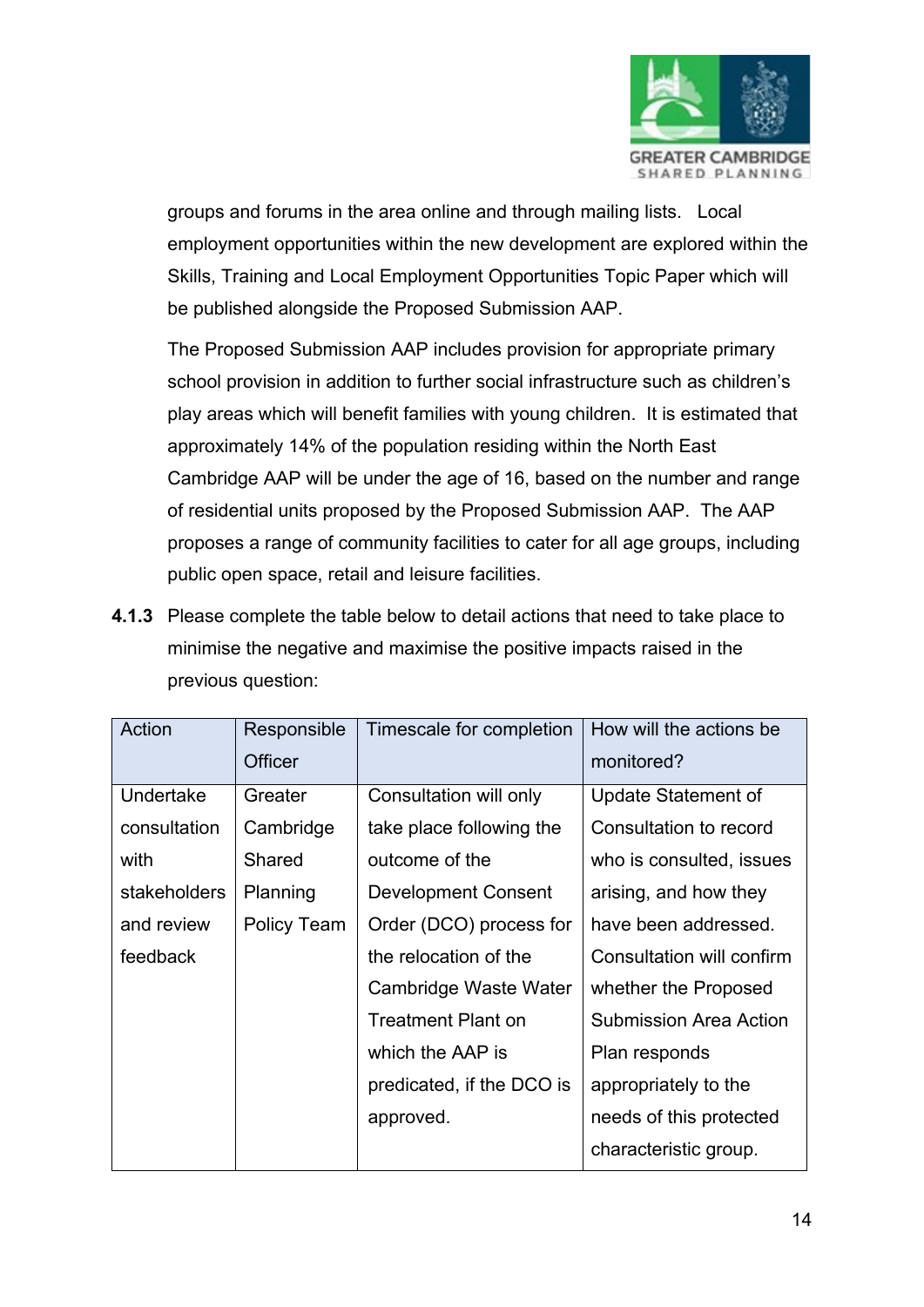groups and forums in the area online and through mailing lists. Local employment opportunities within the new development are explored within the Skills, Training and Local Employment Opportunities Topic Paper which will be published alongside the Proposed Submission AAP.

The Proposed Submission AAP includes provision for appropriate primary school provision in addition to further social infrastructure such as children's play areas which will benefit families with young children. It is estimated that approximately 14% of the population residing within the North East Cambridge AAP will be under the age of 16, based on the number and range of residential units proposed by the Proposed Submission AAP. The AAP proposes a range of community facilities to cater for all age groups, including public open space, retail and leisure facilities.

**4.1.3** Please complete the table below to detail actions that need to take place to minimise the negative and maximise the positive impacts raised in the previous question:

| Action | Responsible Officer | Timescale for completion | How will the actions be monitored? |
|---|---|---|---|
| Undertake consultation with stakeholders and review feedback | Greater Cambridge Shared Planning Policy Team | Consultation will only take place following the outcome of the Development Consent Order (DCO) process for the relocation of the Cambridge Waste Water Treatment Plant on which the AAP is predicated, if the DCO is approved. | Update Statement of Consultation to record who is consulted, issues arising, and how they have been addressed. Consultation will confirm whether the Proposed Submission Area Action Plan responds appropriately to the needs of this protected characteristic group. |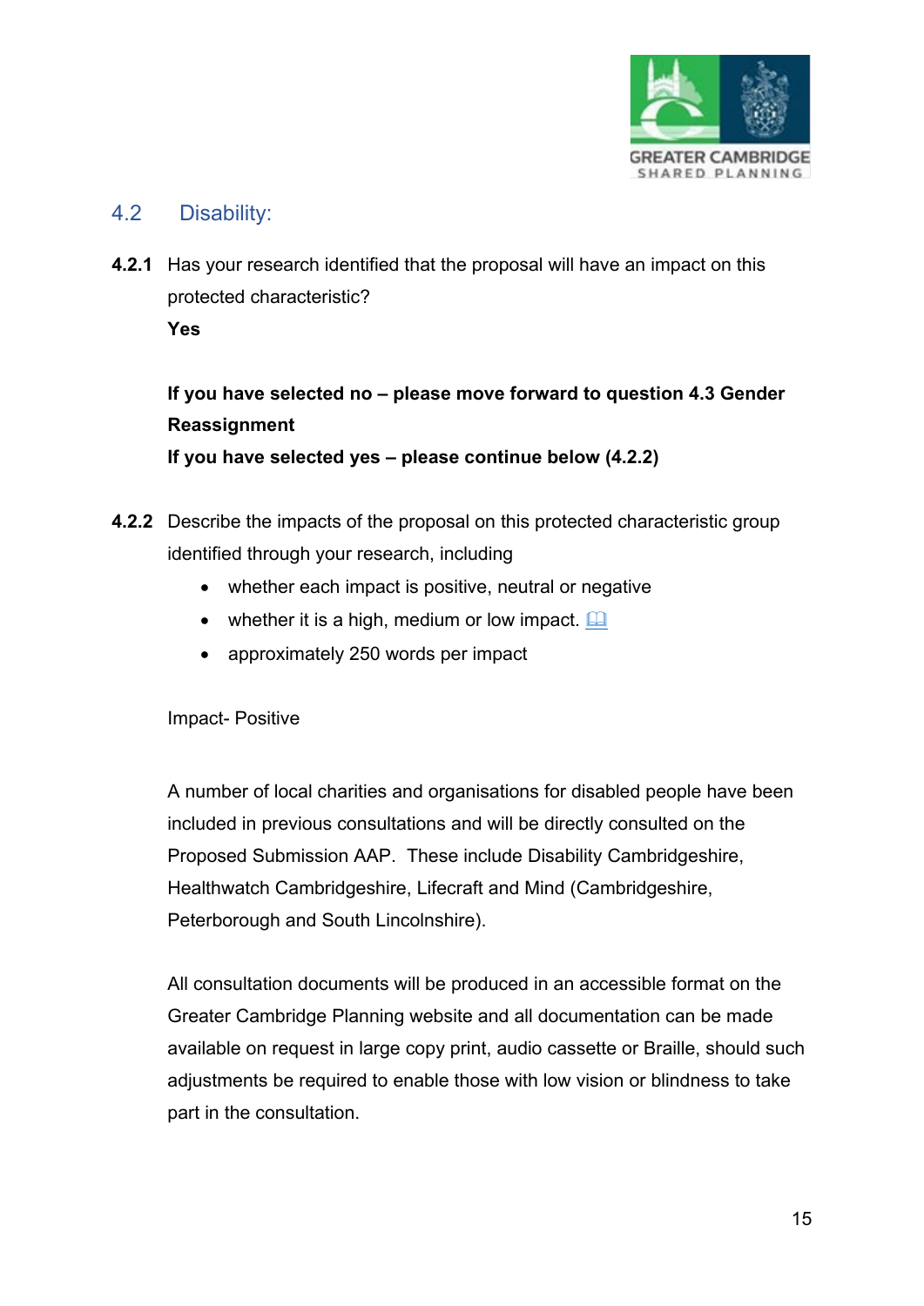## 4.2 Disability:

**4.2.1** Has your research identified that the proposal will have an impact on this protected characteristic?

**Yes**

**If you have selected no – please move forward to question 4.3 Gender Reassignment**

**If you have selected yes – please continue below (4.2.2)**

**4.2.2** Describe the impacts of the proposal on this protected characteristic group identified through your research, including

- whether each impact is positive, neutral or negative
- whether it is a high, medium or low impact.
- approximately 250 words per impact

Impact- Positive

A number of local charities and organisations for disabled people have been included in previous consultations and will be directly consulted on the Proposed Submission AAP. These include Disability Cambridgeshire, Healthwatch Cambridgeshire, Lifecraft and Mind (Cambridgeshire, Peterborough and South Lincolnshire).

All consultation documents will be produced in an accessible format on the Greater Cambridge Planning website and all documentation can be made available on request in large copy print, audio cassette or Braille, should such adjustments be required to enable those with low vision or blindness to take part in the consultation.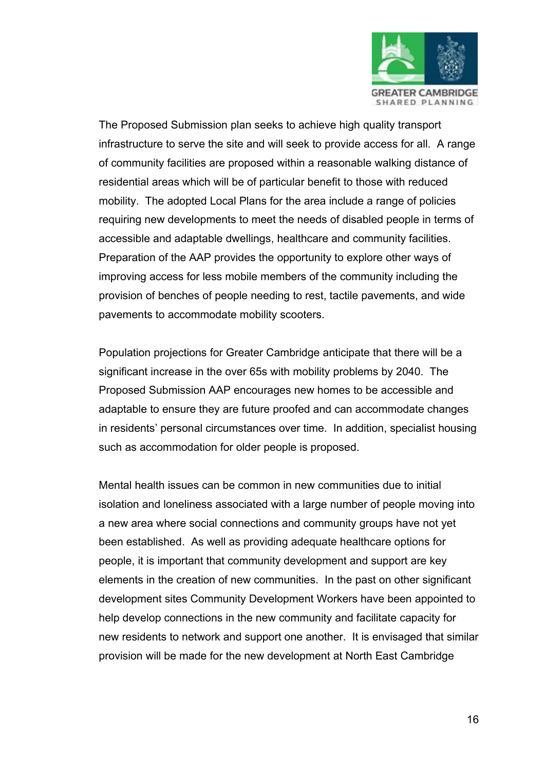The Proposed Submission plan seeks to achieve high quality transport infrastructure to serve the site and will seek to provide access for all. A range of community facilities are proposed within a reasonable walking distance of residential areas which will be of particular benefit to those with reduced mobility. The adopted Local Plans for the area include a range of policies requiring new developments to meet the needs of disabled people in terms of accessible and adaptable dwellings, healthcare and community facilities. Preparation of the AAP provides the opportunity to explore other ways of improving access for less mobile members of the community including the provision of benches of people needing to rest, tactile pavements, and wide pavements to accommodate mobility scooters.

Population projections for Greater Cambridge anticipate that there will be a significant increase in the over 65s with mobility problems by 2040. The Proposed Submission AAP encourages new homes to be accessible and adaptable to ensure they are future proofed and can accommodate changes in residents' personal circumstances over time. In addition, specialist housing such as accommodation for older people is proposed.

Mental health issues can be common in new communities due to initial isolation and loneliness associated with a large number of people moving into a new area where social connections and community groups have not yet been established. As well as providing adequate healthcare options for people, it is important that community development and support are key elements in the creation of new communities. In the past on other significant development sites Community Development Workers have been appointed to help develop connections in the new community and facilitate capacity for new residents to network and support one another. It is envisaged that similar provision will be made for the new development at North East Cambridge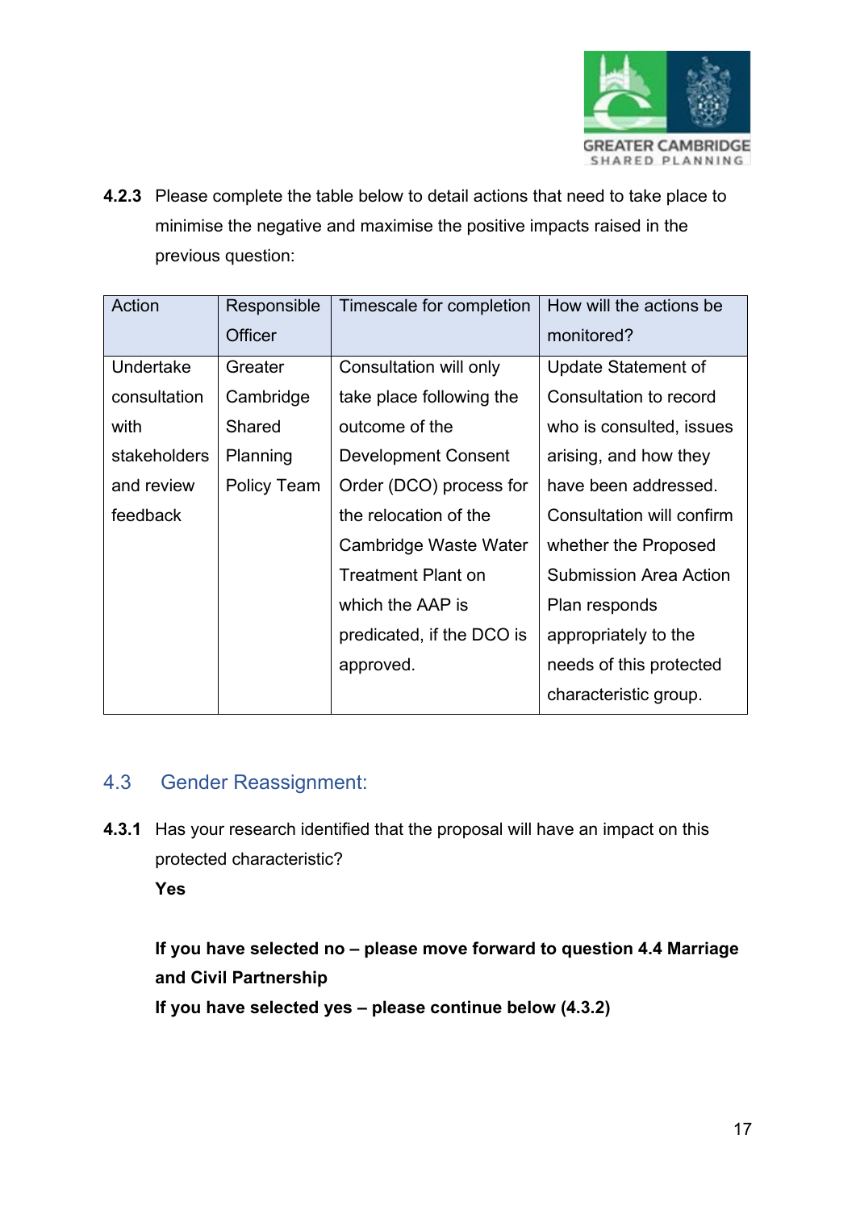**4.2.3** Please complete the table below to detail actions that need to take place to minimise the negative and maximise the positive impacts raised in the previous question:

| Action | Responsible Officer | Timescale for completion | How will the actions be monitored? |
|---|---|---|---|
| Undertake consultation with stakeholders and review feedback | Greater Cambridge Shared Planning Policy Team | Consultation will only take place following the outcome of the Development Consent Order (DCO) process for the relocation of the Cambridge Waste Water Treatment Plant on which the AAP is predicated, if the DCO is approved. | Update Statement of Consultation to record who is consulted, issues arising, and how they have been addressed. Consultation will confirm whether the Proposed Submission Area Action Plan responds appropriately to the needs of this protected characteristic group. |

## 4.3 Gender Reassignment:

**4.3.1** Has your research identified that the proposal will have an impact on this protected characteristic?

**Yes**

**If you have selected no – please move forward to question 4.4 Marriage and Civil Partnership**

**If you have selected yes – please continue below (4.3.2)**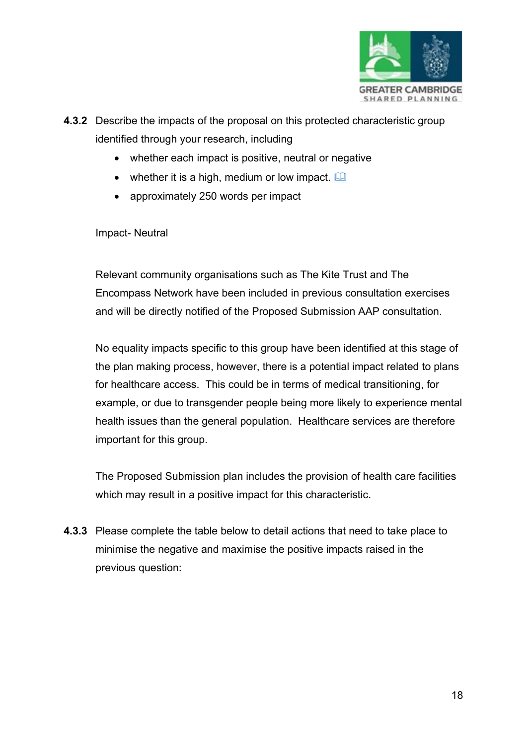**4.3.2** Describe the impacts of the proposal on this protected characteristic group identified through your research, including

- whether each impact is positive, neutral or negative
- whether it is a high, medium or low impact.
- approximately 250 words per impact

Impact- Neutral

Relevant community organisations such as The Kite Trust and The Encompass Network have been included in previous consultation exercises and will be directly notified of the Proposed Submission AAP consultation.

No equality impacts specific to this group have been identified at this stage of the plan making process, however, there is a potential impact related to plans for healthcare access. This could be in terms of medical transitioning, for example, or due to transgender people being more likely to experience mental health issues than the general population. Healthcare services are therefore important for this group.

The Proposed Submission plan includes the provision of health care facilities which may result in a positive impact for this characteristic.

**4.3.3** Please complete the table below to detail actions that need to take place to minimise the negative and maximise the positive impacts raised in the previous question: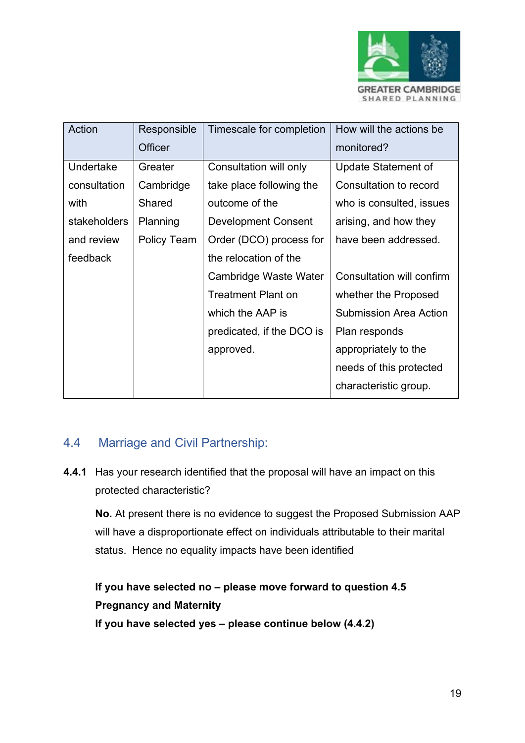| Action | Responsible Officer | Timescale for completion | How will the actions be monitored? |
|---|---|---|---|
| Undertake consultation with stakeholders and review feedback | Greater Cambridge Shared Planning Policy Team | Consultation will only take place following the outcome of the Development Consent Order (DCO) process for the relocation of the Cambridge Waste Water Treatment Plant on which the AAP is predicated, if the DCO is approved. | Update Statement of Consultation to record who is consulted, issues arising, and how they have been addressed.<br><br>Consultation will confirm whether the Proposed Submission Area Action Plan responds appropriately to the needs of this protected characteristic group. |

## 4.4 Marriage and Civil Partnership:

**4.4.1** Has your research identified that the proposal will have an impact on this protected characteristic?

**No.** At present there is no evidence to suggest the Proposed Submission AAP will have a disproportionate effect on individuals attributable to their marital status. Hence no equality impacts have been identified

**If you have selected no – please move forward to question 4.5 Pregnancy and Maternity**
**If you have selected yes – please continue below (4.4.2)**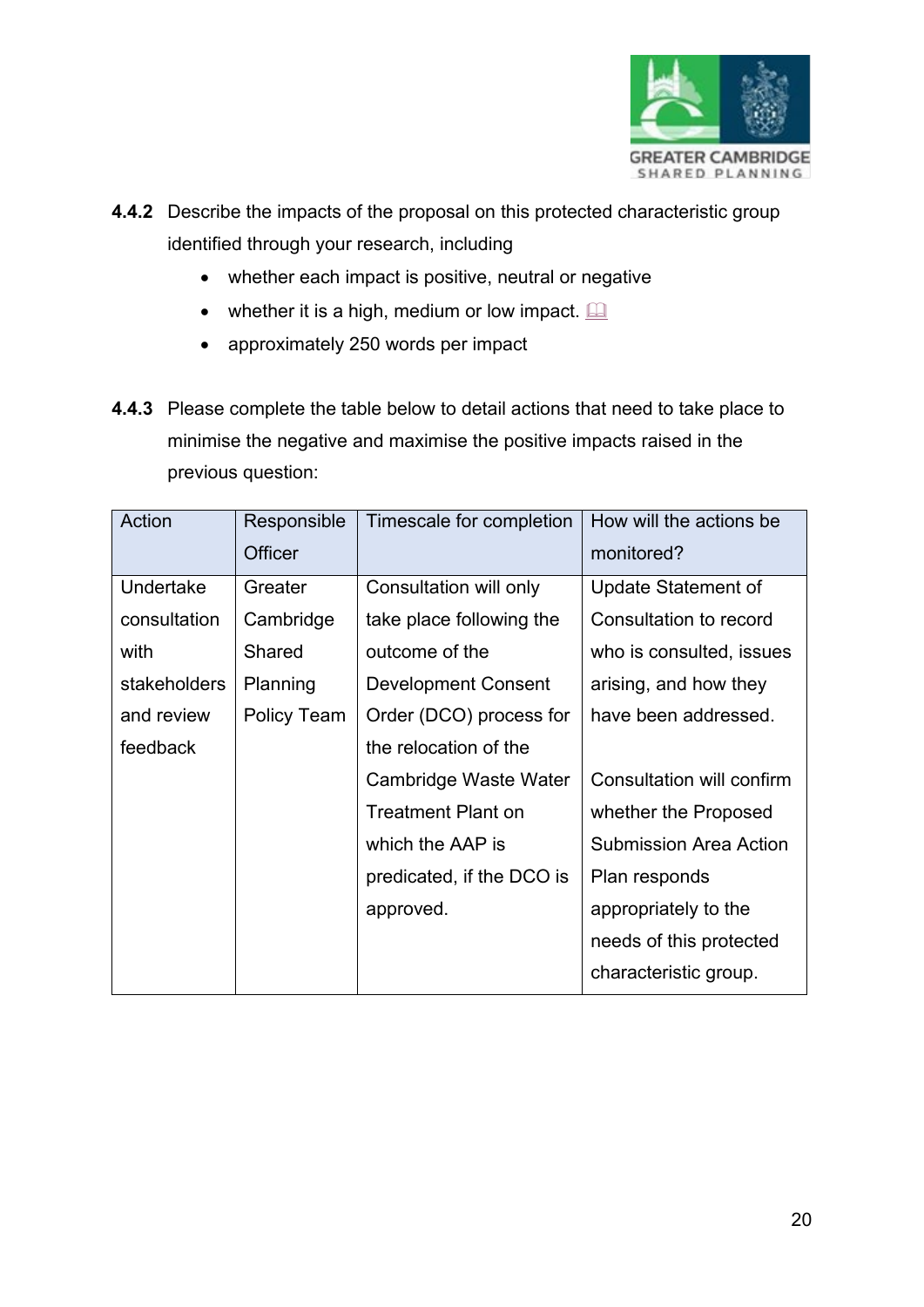**4.4.2** Describe the impacts of the proposal on this protected characteristic group identified through your research, including

- whether each impact is positive, neutral or negative
- whether it is a high, medium or low impact.
- approximately 250 words per impact

**4.4.3** Please complete the table below to detail actions that need to take place to minimise the negative and maximise the positive impacts raised in the previous question:

| Action | Responsible Officer | Timescale for completion | How will the actions be monitored? |
|---|---|---|---|
| Undertake consultation with stakeholders and review feedback | Greater Cambridge Shared Planning Policy Team | Consultation will only take place following the outcome of the Development Consent Order (DCO) process for the relocation of the Cambridge Waste Water Treatment Plant on which the AAP is predicated, if the DCO is approved. | Update Statement of Consultation to record who is consulted, issues arising, and how they have been addressed.<br><br>Consultation will confirm whether the Proposed Submission Area Action Plan responds appropriately to the needs of this protected characteristic group. |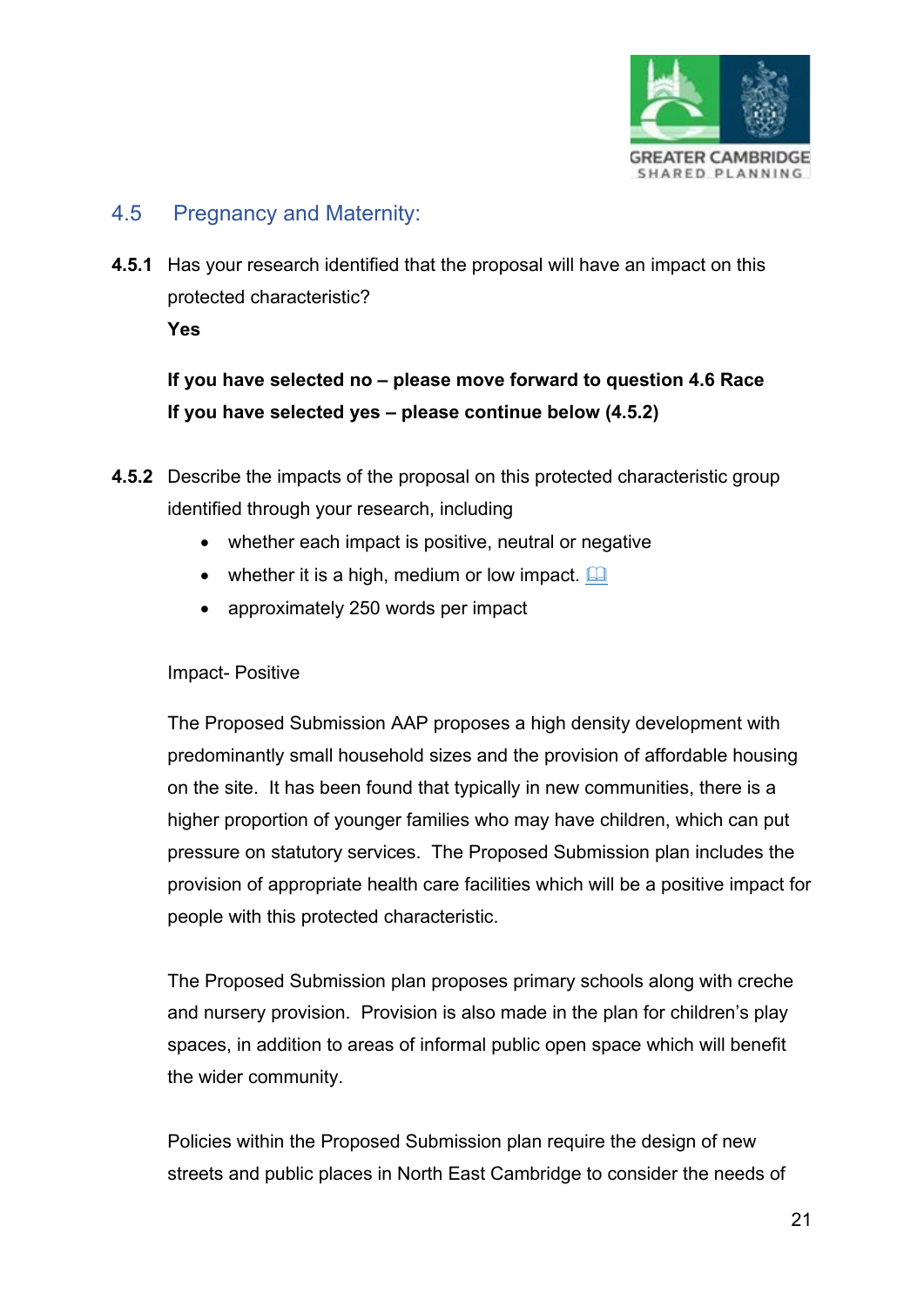## 4.5 Pregnancy and Maternity:

**4.5.1** Has your research identified that the proposal will have an impact on this protected characteristic?

**Yes**

**If you have selected no – please move forward to question 4.6 Race**
**If you have selected yes – please continue below (4.5.2)**

**4.5.2** Describe the impacts of the proposal on this protected characteristic group identified through your research, including

- whether each impact is positive, neutral or negative
- whether it is a high, medium or low impact.
- approximately 250 words per impact

Impact- Positive

The Proposed Submission AAP proposes a high density development with predominantly small household sizes and the provision of affordable housing on the site. It has been found that typically in new communities, there is a higher proportion of younger families who may have children, which can put pressure on statutory services. The Proposed Submission plan includes the provision of appropriate health care facilities which will be a positive impact for people with this protected characteristic.

The Proposed Submission plan proposes primary schools along with creche and nursery provision. Provision is also made in the plan for children's play spaces, in addition to areas of informal public open space which will benefit the wider community.

Policies within the Proposed Submission plan require the design of new streets and public places in North East Cambridge to consider the needs of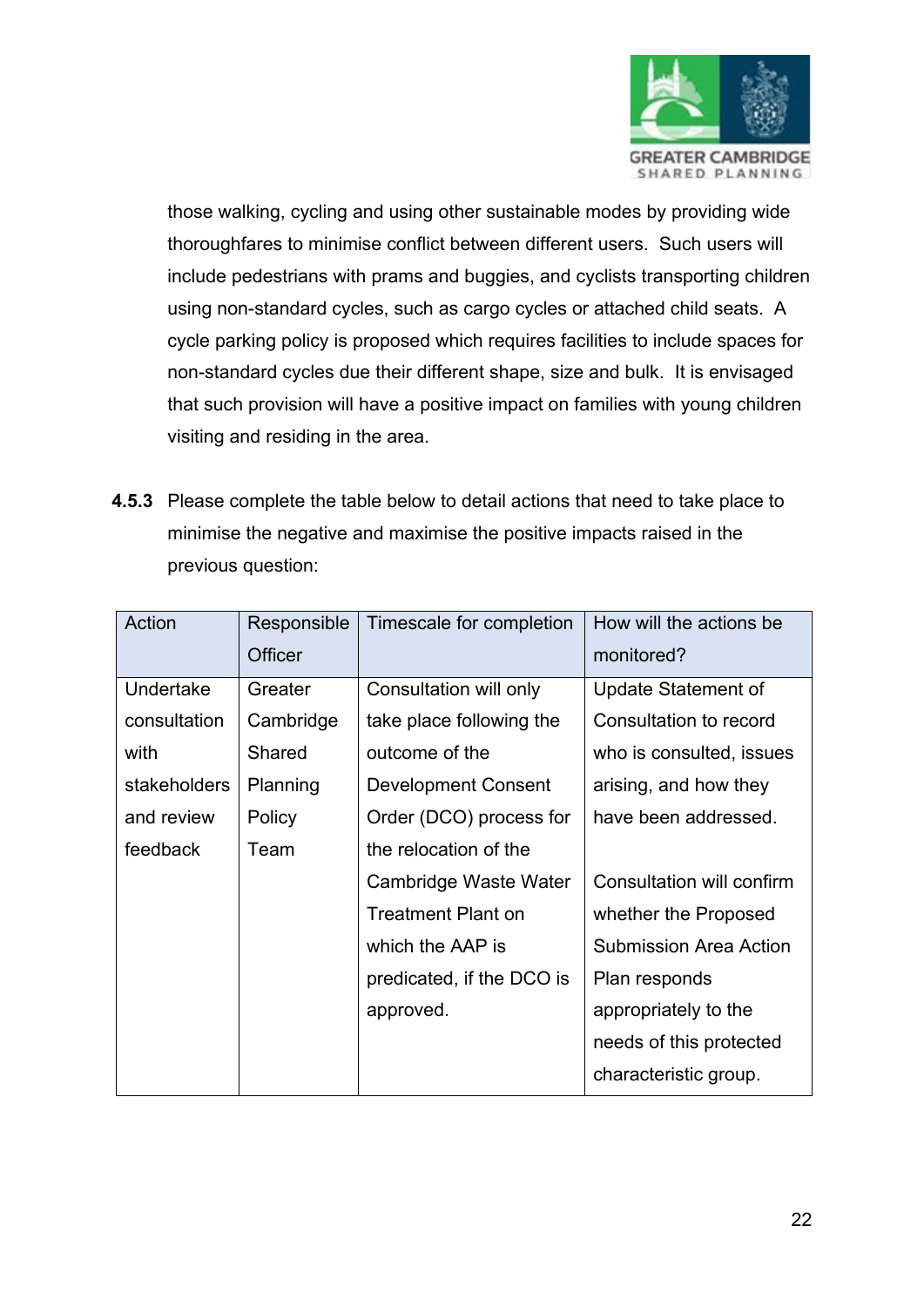those walking, cycling and using other sustainable modes by providing wide thoroughfares to minimise conflict between different users. Such users will include pedestrians with prams and buggies, and cyclists transporting children using non-standard cycles, such as cargo cycles or attached child seats. A cycle parking policy is proposed which requires facilities to include spaces for non-standard cycles due their different shape, size and bulk. It is envisaged that such provision will have a positive impact on families with young children visiting and residing in the area.

**4.5.3** Please complete the table below to detail actions that need to take place to minimise the negative and maximise the positive impacts raised in the previous question:

| Action | Responsible Officer | Timescale for completion | How will the actions be monitored? |
|---|---|---|---|
| Undertake consultation with stakeholders and review feedback | Greater Cambridge Shared Planning Policy Team | Consultation will only take place following the outcome of the Development Consent Order (DCO) process for the relocation of the Cambridge Waste Water Treatment Plant on which the AAP is predicated, if the DCO is approved. | Update Statement of Consultation to record who is consulted, issues arising, and how they have been addressed.<br><br>Consultation will confirm whether the Proposed Submission Area Action Plan responds appropriately to the needs of this protected characteristic group. |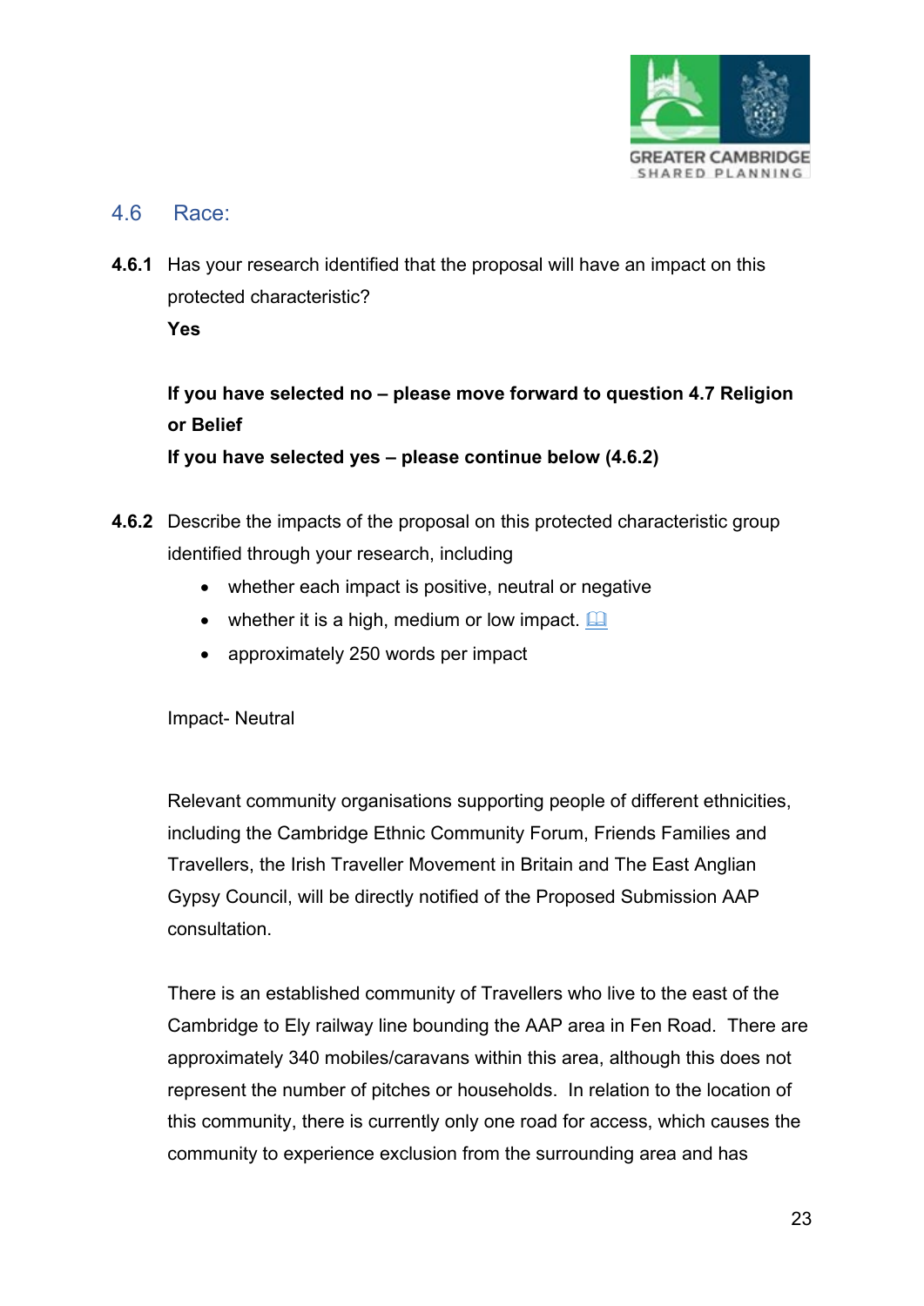## 4.6 Race:

**4.6.1** Has your research identified that the proposal will have an impact on this protected characteristic?

**Yes**

**If you have selected no – please move forward to question 4.7 Religion or Belief**

**If you have selected yes – please continue below (4.6.2)**

**4.6.2** Describe the impacts of the proposal on this protected characteristic group identified through your research, including

- whether each impact is positive, neutral or negative
- whether it is a high, medium or low impact.
- approximately 250 words per impact

Impact- Neutral

Relevant community organisations supporting people of different ethnicities, including the Cambridge Ethnic Community Forum, Friends Families and Travellers, the Irish Traveller Movement in Britain and The East Anglian Gypsy Council, will be directly notified of the Proposed Submission AAP consultation.

There is an established community of Travellers who live to the east of the Cambridge to Ely railway line bounding the AAP area in Fen Road. There are approximately 340 mobiles/caravans within this area, although this does not represent the number of pitches or households. In relation to the location of this community, there is currently only one road for access, which causes the community to experience exclusion from the surrounding area and has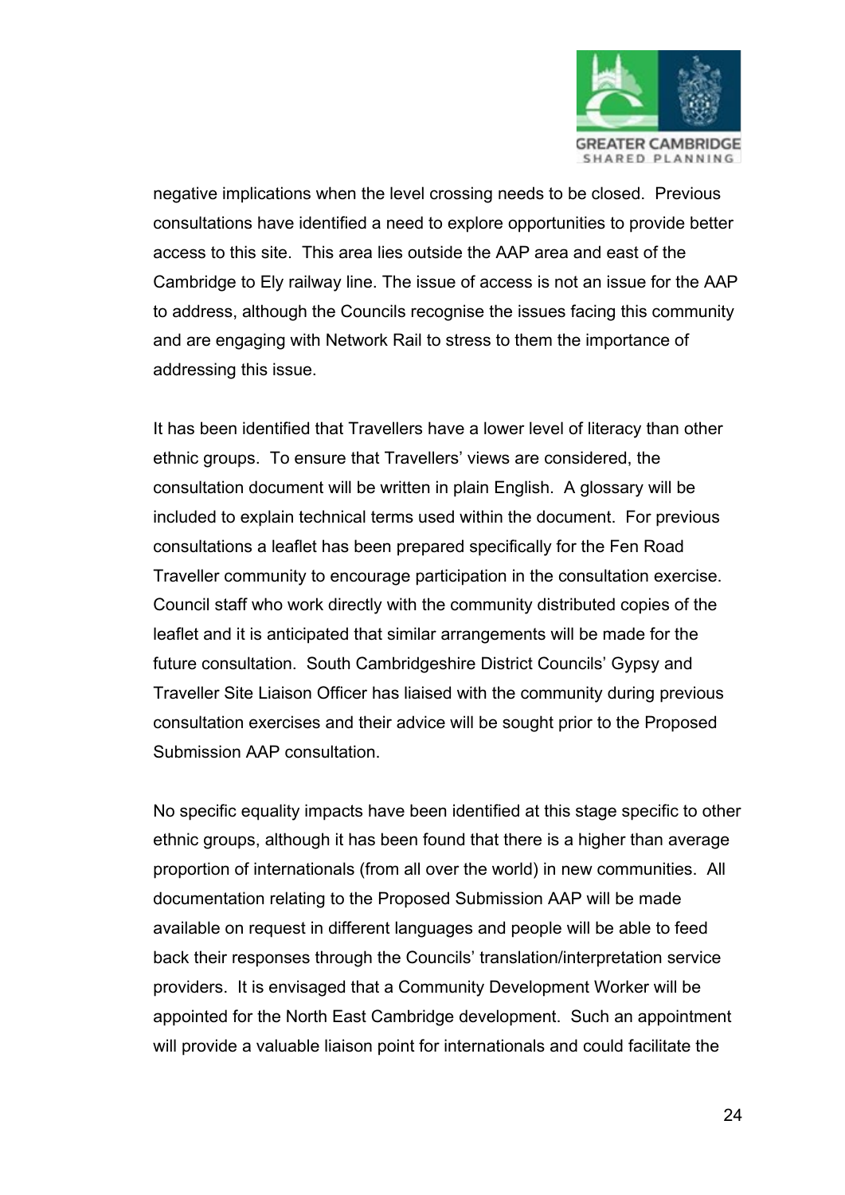negative implications when the level crossing needs to be closed. Previous consultations have identified a need to explore opportunities to provide better access to this site. This area lies outside the AAP area and east of the Cambridge to Ely railway line. The issue of access is not an issue for the AAP to address, although the Councils recognise the issues facing this community and are engaging with Network Rail to stress to them the importance of addressing this issue.

It has been identified that Travellers have a lower level of literacy than other ethnic groups. To ensure that Travellers' views are considered, the consultation document will be written in plain English. A glossary will be included to explain technical terms used within the document. For previous consultations a leaflet has been prepared specifically for the Fen Road Traveller community to encourage participation in the consultation exercise. Council staff who work directly with the community distributed copies of the leaflet and it is anticipated that similar arrangements will be made for the future consultation. South Cambridgeshire District Councils' Gypsy and Traveller Site Liaison Officer has liaised with the community during previous consultation exercises and their advice will be sought prior to the Proposed Submission AAP consultation.

No specific equality impacts have been identified at this stage specific to other ethnic groups, although it has been found that there is a higher than average proportion of internationals (from all over the world) in new communities. All documentation relating to the Proposed Submission AAP will be made available on request in different languages and people will be able to feed back their responses through the Councils' translation/interpretation service providers. It is envisaged that a Community Development Worker will be appointed for the North East Cambridge development. Such an appointment will provide a valuable liaison point for internationals and could facilitate the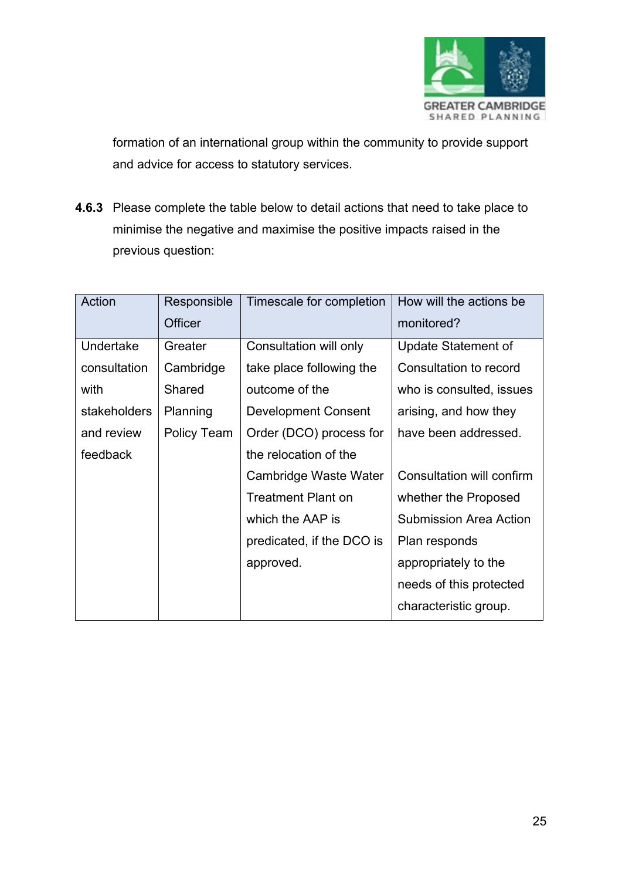formation of an international group within the community to provide support and advice for access to statutory services.

**4.6.3** Please complete the table below to detail actions that need to take place to minimise the negative and maximise the positive impacts raised in the previous question:

| Action | Responsible Officer | Timescale for completion | How will the actions be monitored? |
| --- | --- | --- | --- |
| Undertake consultation with stakeholders and review feedback | Greater Cambridge Shared Planning Policy Team | Consultation will only take place following the outcome of the Development Consent Order (DCO) process for the relocation of the Cambridge Waste Water Treatment Plant on which the AAP is predicated, if the DCO is approved. | Update Statement of Consultation to record who is consulted, issues arising, and how they have been addressed.<br><br>Consultation will confirm whether the Proposed Submission Area Action Plan responds appropriately to the needs of this protected characteristic group. |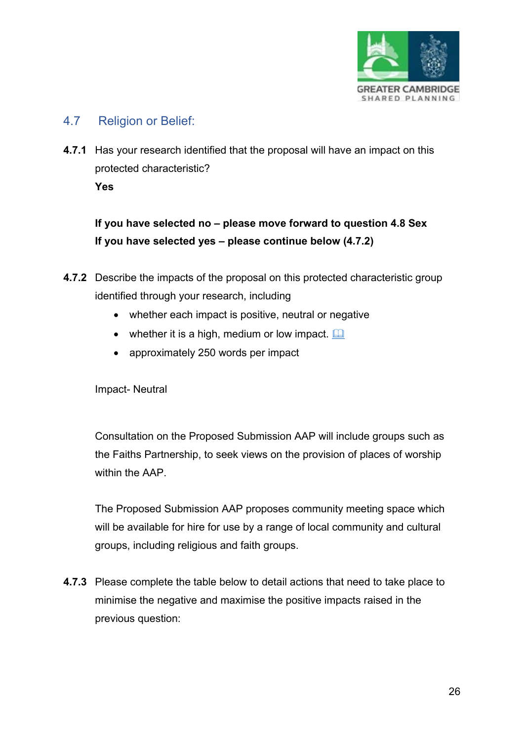## 4.7 Religion or Belief:

**4.7.1** Has your research identified that the proposal will have an impact on this protected characteristic?

**Yes**

**If you have selected no – please move forward to question 4.8 Sex**
**If you have selected yes – please continue below (4.7.2)**

**4.7.2** Describe the impacts of the proposal on this protected characteristic group identified through your research, including

- whether each impact is positive, neutral or negative
- whether it is a high, medium or low impact.
- approximately 250 words per impact

Impact- Neutral

Consultation on the Proposed Submission AAP will include groups such as the Faiths Partnership, to seek views on the provision of places of worship within the AAP.

The Proposed Submission AAP proposes community meeting space which will be available for hire for use by a range of local community and cultural groups, including religious and faith groups.

**4.7.3** Please complete the table below to detail actions that need to take place to minimise the negative and maximise the positive impacts raised in the previous question: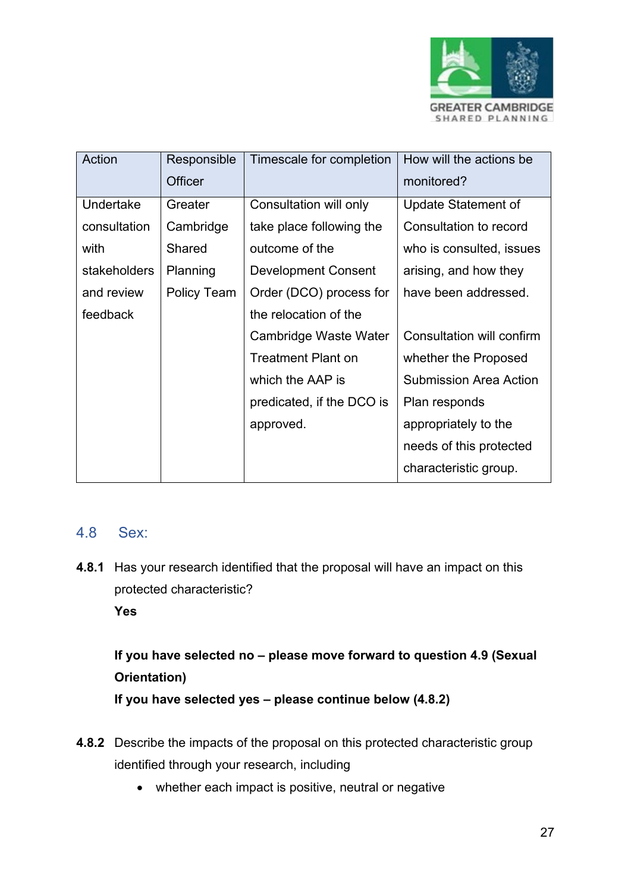| Action | Responsible Officer | Timescale for completion | How will the actions be monitored? |
| --- | --- | --- | --- |
| Undertake consultation with stakeholders and review feedback | Greater Cambridge Shared Planning Policy Team | Consultation will only take place following the outcome of the Development Consent Order (DCO) process for the relocation of the Cambridge Waste Water Treatment Plant on which the AAP is predicated, if the DCO is approved. | Update Statement of Consultation to record who is consulted, issues arising, and how they have been addressed.<br><br>Consultation will confirm whether the Proposed Submission Area Action Plan responds appropriately to the needs of this protected characteristic group. |

## 4.8 Sex:

**4.8.1** Has your research identified that the proposal will have an impact on this protected characteristic?

**Yes**

**If you have selected no – please move forward to question 4.9 (Sexual Orientation)**

**If you have selected yes – please continue below (4.8.2)**

**4.8.2** Describe the impacts of the proposal on this protected characteristic group identified through your research, including

- whether each impact is positive, neutral or negative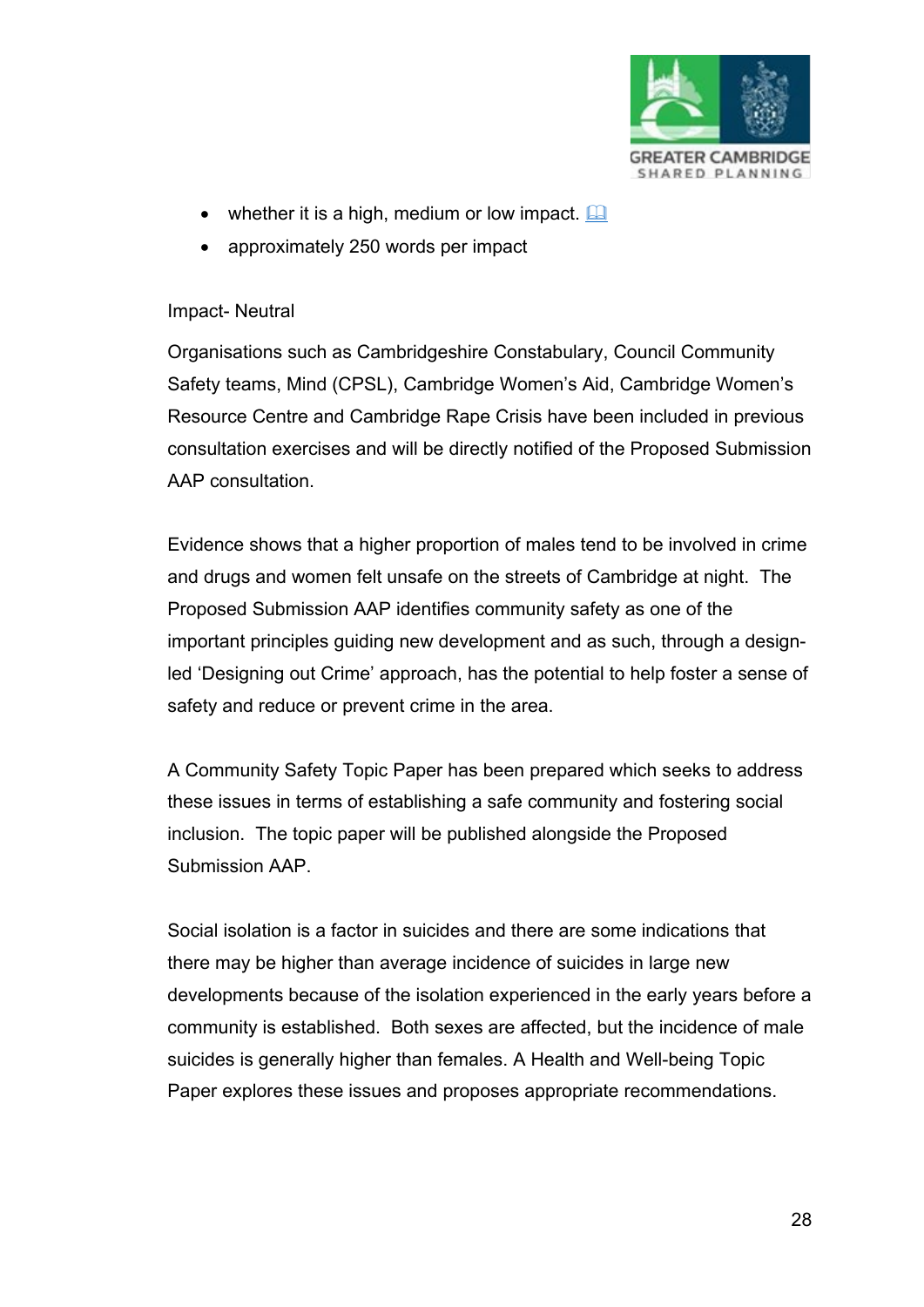- whether it is a high, medium or low impact.
- approximately 250 words per impact

Impact- Neutral

Organisations such as Cambridgeshire Constabulary, Council Community Safety teams, Mind (CPSL), Cambridge Women's Aid, Cambridge Women's Resource Centre and Cambridge Rape Crisis have been included in previous consultation exercises and will be directly notified of the Proposed Submission AAP consultation.

Evidence shows that a higher proportion of males tend to be involved in crime and drugs and women felt unsafe on the streets of Cambridge at night. The Proposed Submission AAP identifies community safety as one of the important principles guiding new development and as such, through a design-led 'Designing out Crime' approach, has the potential to help foster a sense of safety and reduce or prevent crime in the area.

A Community Safety Topic Paper has been prepared which seeks to address these issues in terms of establishing a safe community and fostering social inclusion. The topic paper will be published alongside the Proposed Submission AAP.

Social isolation is a factor in suicides and there are some indications that there may be higher than average incidence of suicides in large new developments because of the isolation experienced in the early years before a community is established. Both sexes are affected, but the incidence of male suicides is generally higher than females. A Health and Well-being Topic Paper explores these issues and proposes appropriate recommendations.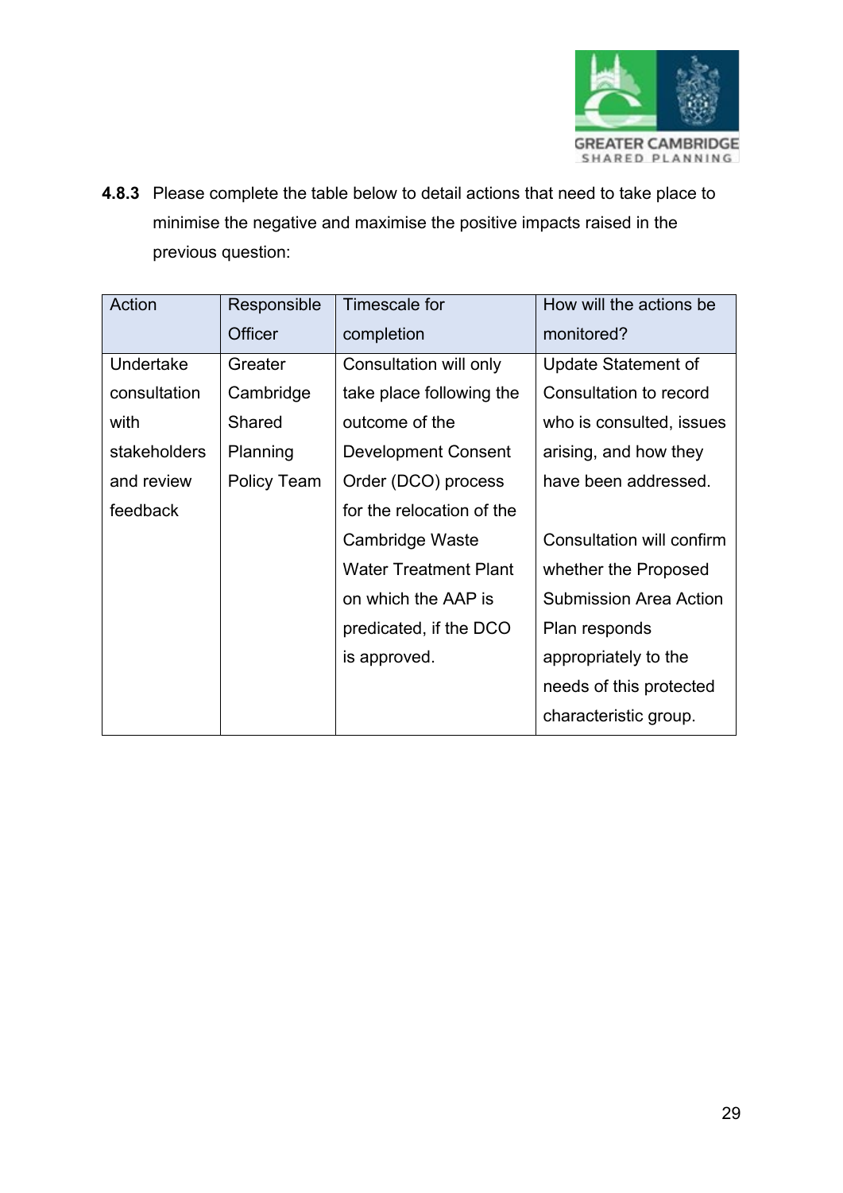**4.8.3** Please complete the table below to detail actions that need to take place to minimise the negative and maximise the positive impacts raised in the previous question:

| Action | Responsible Officer | Timescale for completion | How will the actions be monitored? |
|---|---|---|---|
| Undertake consultation with stakeholders and review feedback | Greater Cambridge Shared Planning Policy Team | Consultation will only take place following the outcome of the Development Consent Order (DCO) process for the relocation of the Cambridge Waste Water Treatment Plant on which the AAP is predicated, if the DCO is approved. | Update Statement of Consultation to record who is consulted, issues arising, and how they have been addressed.<br><br>Consultation will confirm whether the Proposed Submission Area Action Plan responds appropriately to the needs of this protected characteristic group. |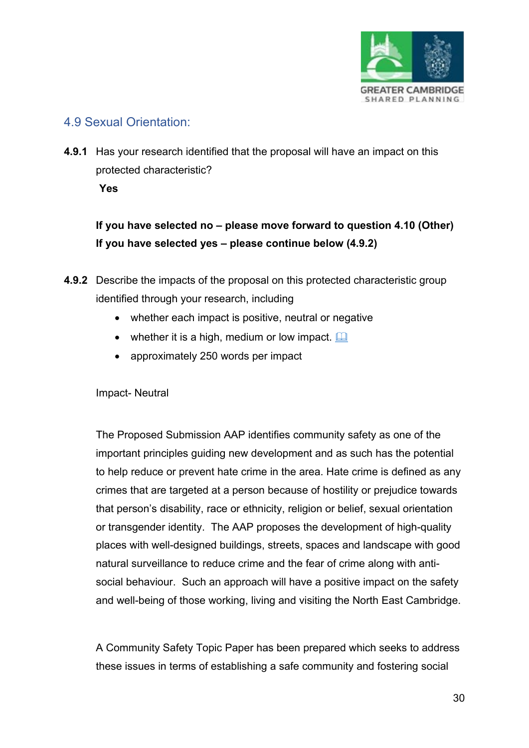## 4.9 Sexual Orientation:

**4.9.1** Has your research identified that the proposal will have an impact on this protected characteristic?

**Yes**

**If you have selected no – please move forward to question 4.10 (Other)**
**If you have selected yes – please continue below (4.9.2)**

**4.9.2** Describe the impacts of the proposal on this protected characteristic group identified through your research, including

- whether each impact is positive, neutral or negative
- whether it is a high, medium or low impact.
- approximately 250 words per impact

Impact- Neutral

The Proposed Submission AAP identifies community safety as one of the important principles guiding new development and as such has the potential to help reduce or prevent hate crime in the area. Hate crime is defined as any crimes that are targeted at a person because of hostility or prejudice towards that person's disability, race or ethnicity, religion or belief, sexual orientation or transgender identity. The AAP proposes the development of high-quality places with well-designed buildings, streets, spaces and landscape with good natural surveillance to reduce crime and the fear of crime along with anti-social behaviour. Such an approach will have a positive impact on the safety and well-being of those working, living and visiting the North East Cambridge.

A Community Safety Topic Paper has been prepared which seeks to address these issues in terms of establishing a safe community and fostering social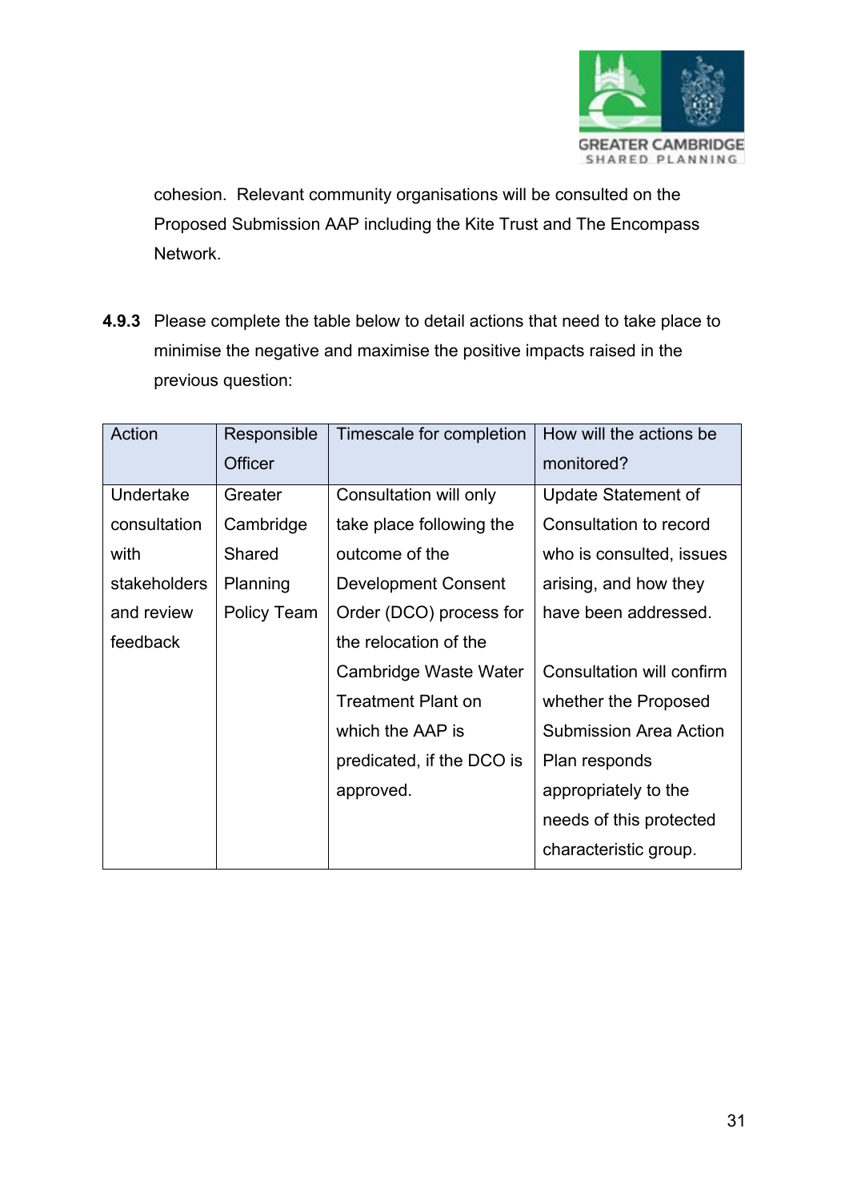cohesion. Relevant community organisations will be consulted on the Proposed Submission AAP including the Kite Trust and The Encompass Network.

**4.9.3** Please complete the table below to detail actions that need to take place to minimise the negative and maximise the positive impacts raised in the previous question:

| Action | Responsible Officer | Timescale for completion | How will the actions be monitored? |
|---|---|---|---|
| Undertake consultation with stakeholders and review feedback | Greater Cambridge Shared Planning Policy Team | Consultation will only take place following the outcome of the Development Consent Order (DCO) process for the relocation of the Cambridge Waste Water Treatment Plant on which the AAP is predicated, if the DCO is approved. | Update Statement of Consultation to record who is consulted, issues arising, and how they have been addressed.<br><br>Consultation will confirm whether the Proposed Submission Area Action Plan responds appropriately to the needs of this protected characteristic group. |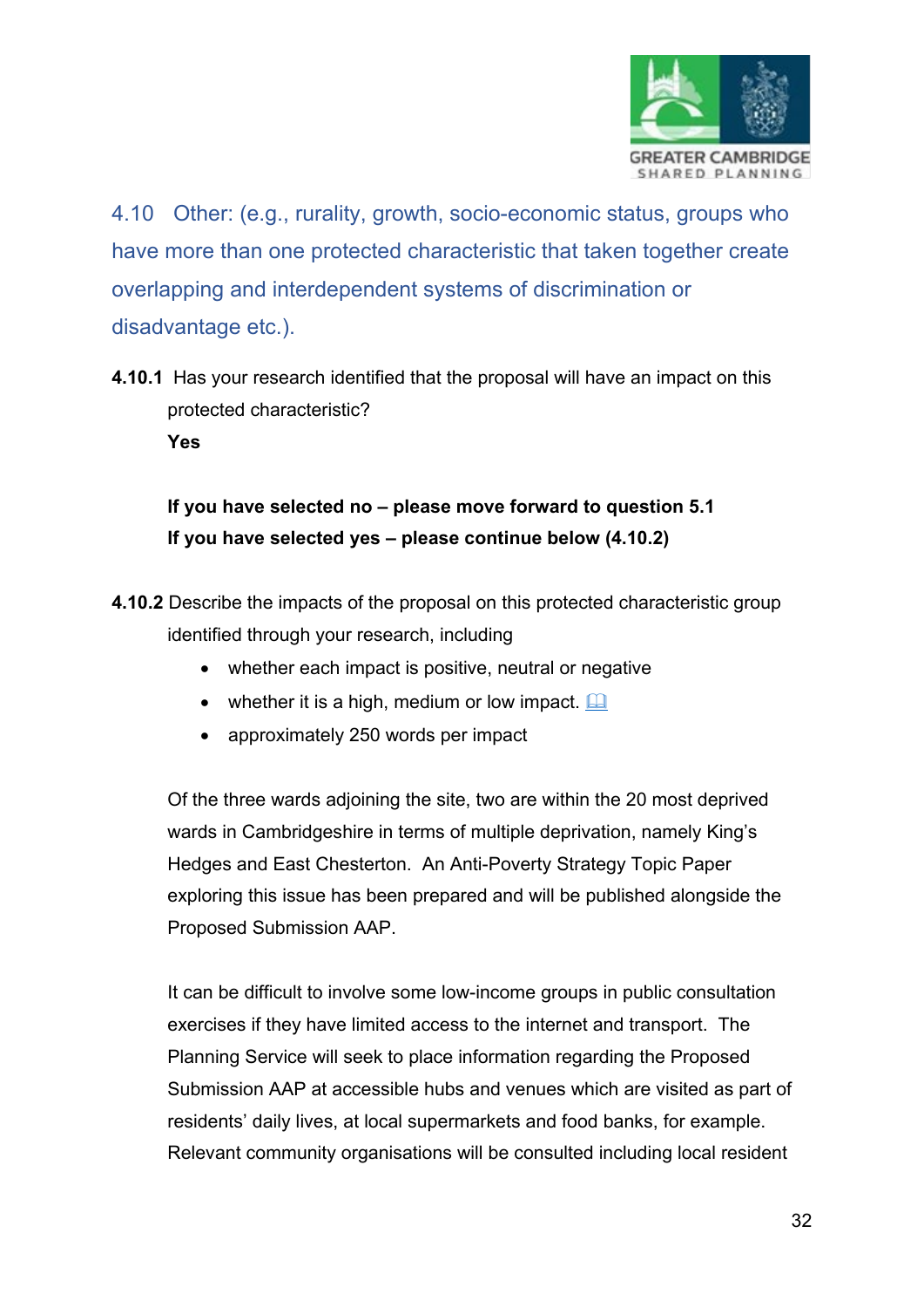## 4.10 Other: (e.g., rurality, growth, socio-economic status, groups who have more than one protected characteristic that taken together create overlapping and interdependent systems of discrimination or disadvantage etc.).

**4.10.1** Has your research identified that the proposal will have an impact on this protected characteristic?

**Yes**

**If you have selected no – please move forward to question 5.1**
**If you have selected yes – please continue below (4.10.2)**

**4.10.2** Describe the impacts of the proposal on this protected characteristic group identified through your research, including

- whether each impact is positive, neutral or negative
- whether it is a high, medium or low impact.
- approximately 250 words per impact

Of the three wards adjoining the site, two are within the 20 most deprived wards in Cambridgeshire in terms of multiple deprivation, namely King's Hedges and East Chesterton. An Anti-Poverty Strategy Topic Paper exploring this issue has been prepared and will be published alongside the Proposed Submission AAP.

It can be difficult to involve some low-income groups in public consultation exercises if they have limited access to the internet and transport. The Planning Service will seek to place information regarding the Proposed Submission AAP at accessible hubs and venues which are visited as part of residents' daily lives, at local supermarkets and food banks, for example. Relevant community organisations will be consulted including local resident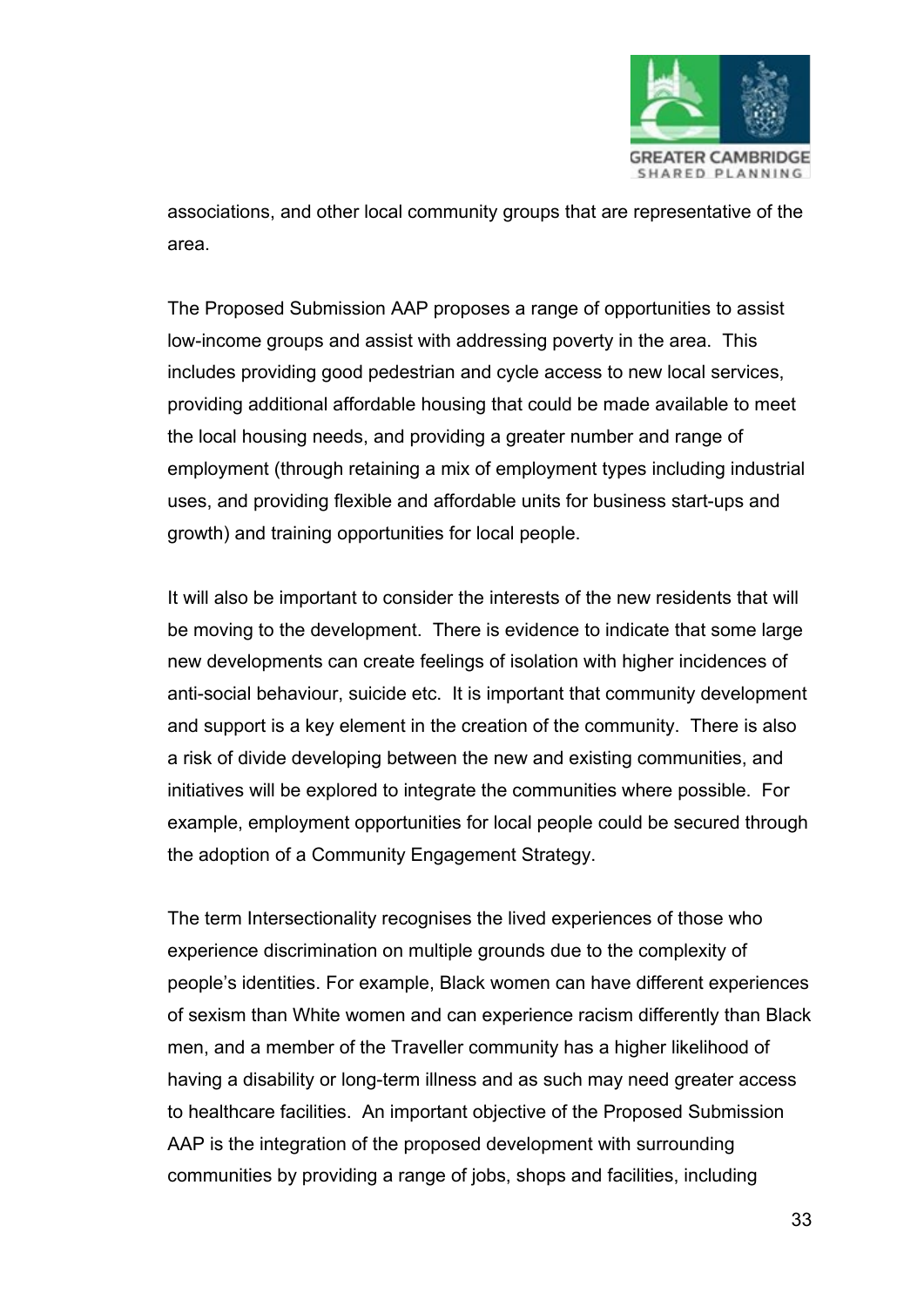associations, and other local community groups that are representative of the area.

The Proposed Submission AAP proposes a range of opportunities to assist low-income groups and assist with addressing poverty in the area. This includes providing good pedestrian and cycle access to new local services, providing additional affordable housing that could be made available to meet the local housing needs, and providing a greater number and range of employment (through retaining a mix of employment types including industrial uses, and providing flexible and affordable units for business start-ups and growth) and training opportunities for local people.

It will also be important to consider the interests of the new residents that will be moving to the development. There is evidence to indicate that some large new developments can create feelings of isolation with higher incidences of anti-social behaviour, suicide etc. It is important that community development and support is a key element in the creation of the community. There is also a risk of divide developing between the new and existing communities, and initiatives will be explored to integrate the communities where possible. For example, employment opportunities for local people could be secured through the adoption of a Community Engagement Strategy.

The term Intersectionality recognises the lived experiences of those who experience discrimination on multiple grounds due to the complexity of people's identities. For example, Black women can have different experiences of sexism than White women and can experience racism differently than Black men, and a member of the Traveller community has a higher likelihood of having a disability or long-term illness and as such may need greater access to healthcare facilities. An important objective of the Proposed Submission AAP is the integration of the proposed development with surrounding communities by providing a range of jobs, shops and facilities, including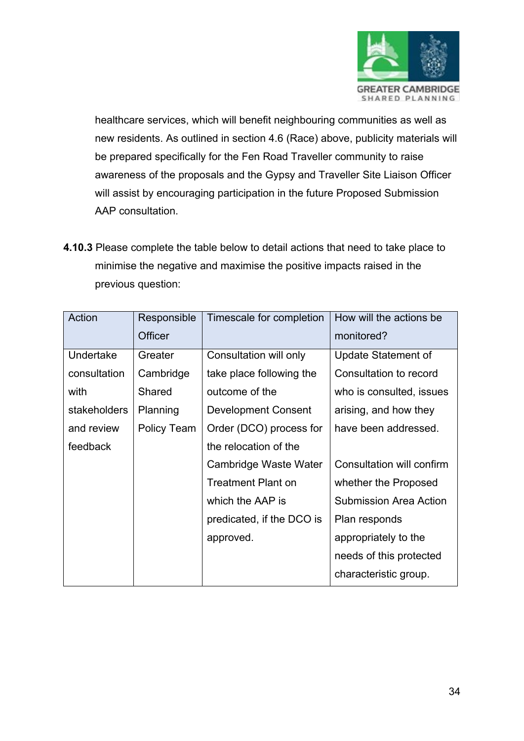healthcare services, which will benefit neighbouring communities as well as new residents. As outlined in section 4.6 (Race) above, publicity materials will be prepared specifically for the Fen Road Traveller community to raise awareness of the proposals and the Gypsy and Traveller Site Liaison Officer will assist by encouraging participation in the future Proposed Submission AAP consultation.

**4.10.3** Please complete the table below to detail actions that need to take place to minimise the negative and maximise the positive impacts raised in the previous question:

| Action | Responsible Officer | Timescale for completion | How will the actions be monitored? |
|---|---|---|---|
| Undertake consultation with stakeholders and review feedback | Greater Cambridge Shared Planning Policy Team | Consultation will only take place following the outcome of the Development Consent Order (DCO) process for the relocation of the Cambridge Waste Water Treatment Plant on which the AAP is predicated, if the DCO is approved. | Update Statement of Consultation to record who is consulted, issues arising, and how they have been addressed.<br><br>Consultation will confirm whether the Proposed Submission Area Action Plan responds appropriately to the needs of this protected characteristic group. |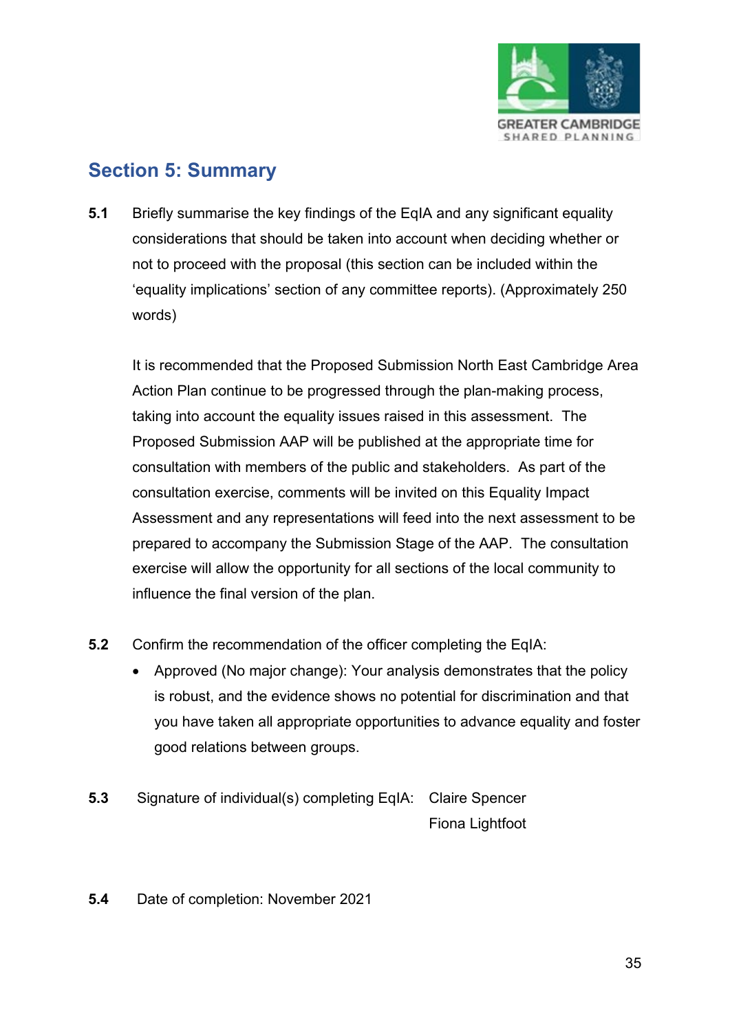## Section 5: Summary

**5.1** Briefly summarise the key findings of the EqIA and any significant equality considerations that should be taken into account when deciding whether or not to proceed with the proposal (this section can be included within the 'equality implications' section of any committee reports). (Approximately 250 words)

It is recommended that the Proposed Submission North East Cambridge Area Action Plan continue to be progressed through the plan-making process, taking into account the equality issues raised in this assessment. The Proposed Submission AAP will be published at the appropriate time for consultation with members of the public and stakeholders. As part of the consultation exercise, comments will be invited on this Equality Impact Assessment and any representations will feed into the next assessment to be prepared to accompany the Submission Stage of the AAP. The consultation exercise will allow the opportunity for all sections of the local community to influence the final version of the plan.

**5.2** Confirm the recommendation of the officer completing the EqIA:

- Approved (No major change): Your analysis demonstrates that the policy is robust, and the evidence shows no potential for discrimination and that you have taken all appropriate opportunities to advance equality and foster good relations between groups.

**5.3** Signature of individual(s) completing EqIA: Claire Spencer
Fiona Lightfoot

**5.4** Date of completion: November 2021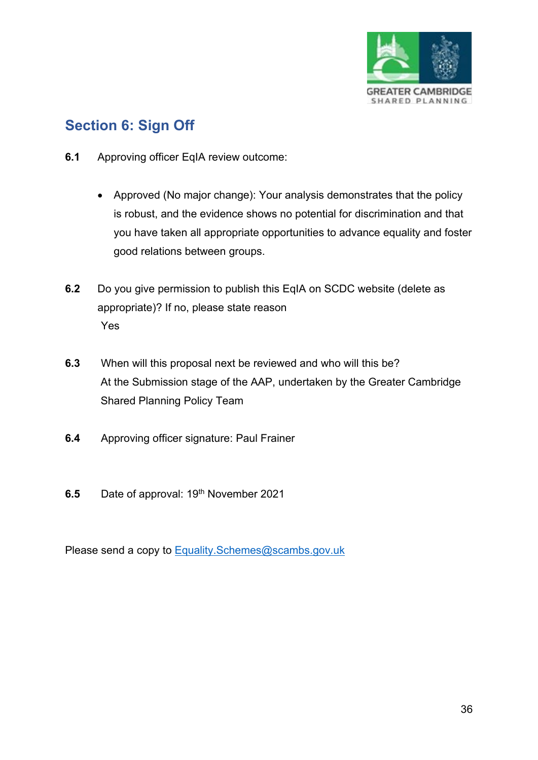## Section 6: Sign Off

**6.1** Approving officer EqIA review outcome:

- Approved (No major change): Your analysis demonstrates that the policy is robust, and the evidence shows no potential for discrimination and that you have taken all appropriate opportunities to advance equality and foster good relations between groups.

**6.2** Do you give permission to publish this EqIA on SCDC website (delete as appropriate)? If no, please state reason

Yes

**6.3** When will this proposal next be reviewed and who will this be?

At the Submission stage of the AAP, undertaken by the Greater Cambridge Shared Planning Policy Team

**6.4** Approving officer signature: Paul Frainer

**6.5** Date of approval: 19th November 2021

Please send a copy to Equality.Schemes@scambs.gov.uk